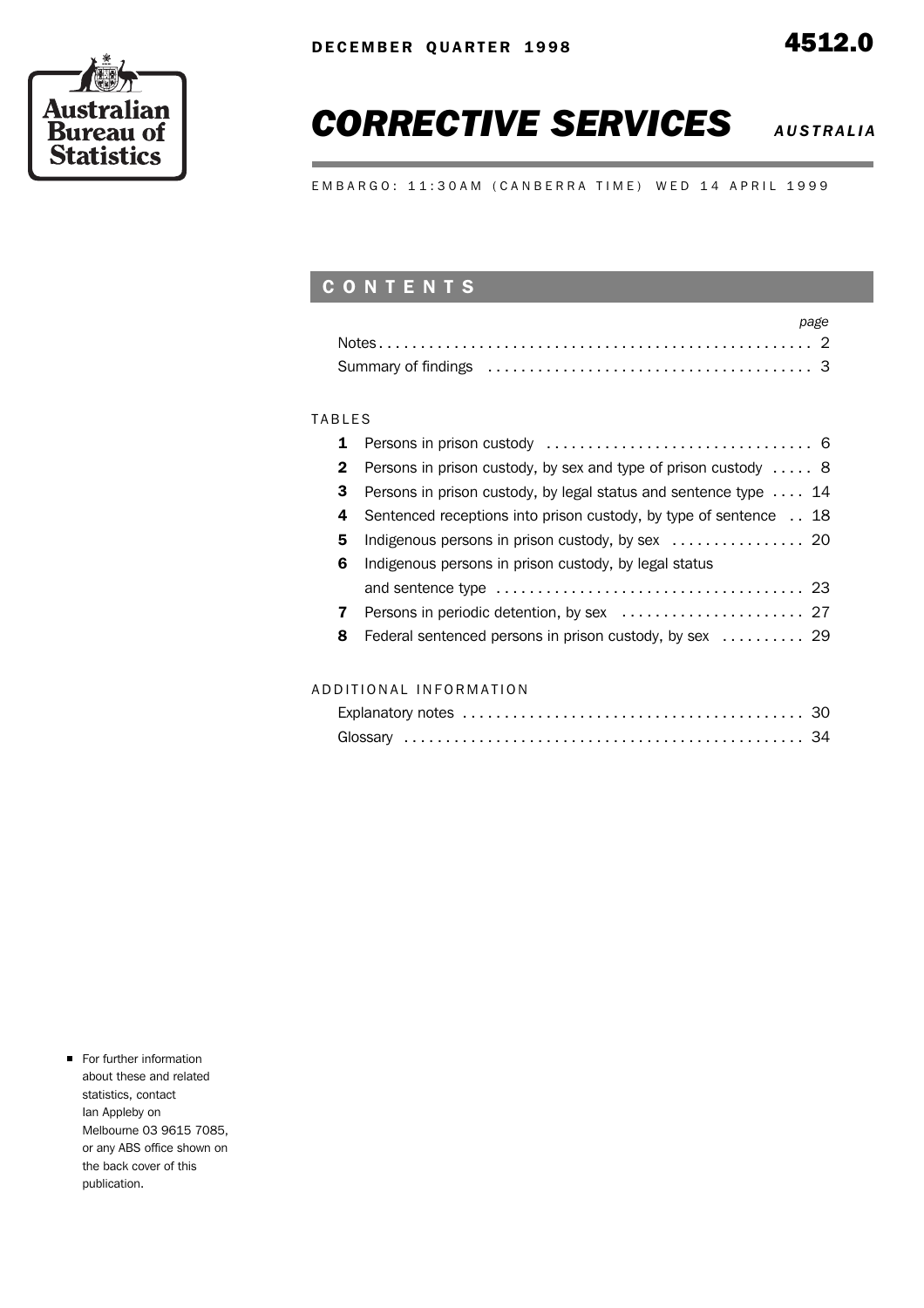Australian Bureau of Statistics

DECEMBER QUARTER 1998

4512.0

# *CORRECTIVE SERVICES* *AUSTRALIA*

EMBARGO: 11:30AM (CANBERRA TIME) WED 14 APRIL 1999

## CONTENTS

| | page |
|---|---|
| Notes | 2 |
| Summary of findings | 3 |

TABLES

| | | page |
|---|---|---|
| **1** | Persons in prison custody | 6 |
| **2** | Persons in prison custody, by sex and type of prison custody | 8 |
| **3** | Persons in prison custody, by legal status and sentence type | 14 |
| **4** | Sentenced receptions into prison custody, by type of sentence | 18 |
| **5** | Indigenous persons in prison custody, by sex | 20 |
| **6** | Indigenous persons in prison custody, by legal status and sentence type | 23 |
| **7** | Persons in periodic detention, by sex | 27 |
| **8** | Federal sentenced persons in prison custody, by sex | 29 |

ADDITIONAL INFORMATION

| | page |
|---|---|
| Explanatory notes | 30 |
| Glossary | 34 |

- For further information about these and related statistics, contact Ian Appleby on Melbourne 03 9615 7085, or any ABS office shown on the back cover of this publication.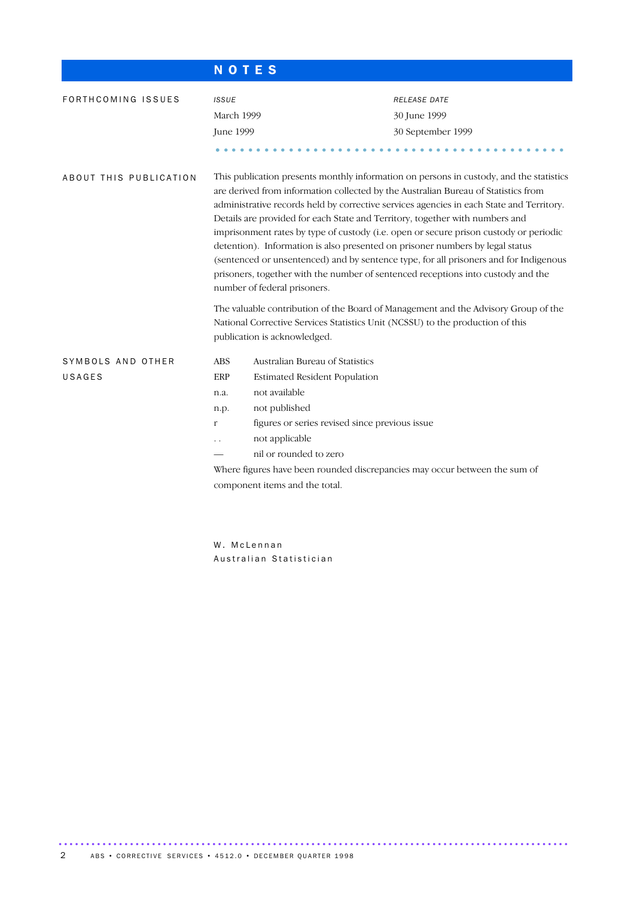# NOTES

## FORTHCOMING ISSUES

| *ISSUE* | *RELEASE DATE* |
| --- | --- |
| March 1999 | 30 June 1999 |
| June 1999 | 30 September 1999 |

## ABOUT THIS PUBLICATION

This publication presents monthly information on persons in custody, and the statistics are derived from information collected by the Australian Bureau of Statistics from administrative records held by corrective services agencies in each State and Territory. Details are provided for each State and Territory, together with numbers and imprisonment rates by type of custody (i.e. open or secure prison custody or periodic detention). Information is also presented on prisoner numbers by legal status (sentenced or unsentenced) and by sentence type, for all prisoners and for Indigenous prisoners, together with the number of sentenced receptions into custody and the number of federal prisoners.

The valuable contribution of the Board of Management and the Advisory Group of the National Corrective Services Statistics Unit (NCSSU) to the production of this publication is acknowledged.

## SYMBOLS AND OTHER USAGES

| | |
| --- | --- |
| ABS | Australian Bureau of Statistics |
| ERP | Estimated Resident Population |
| n.a. | not available |
| n.p. | not published |
| r | figures or series revised since previous issue |
| . . | not applicable |
| — | nil or rounded to zero |

Where figures have been rounded discrepancies may occur between the sum of component items and the total.

W. McLennan
Australian Statistician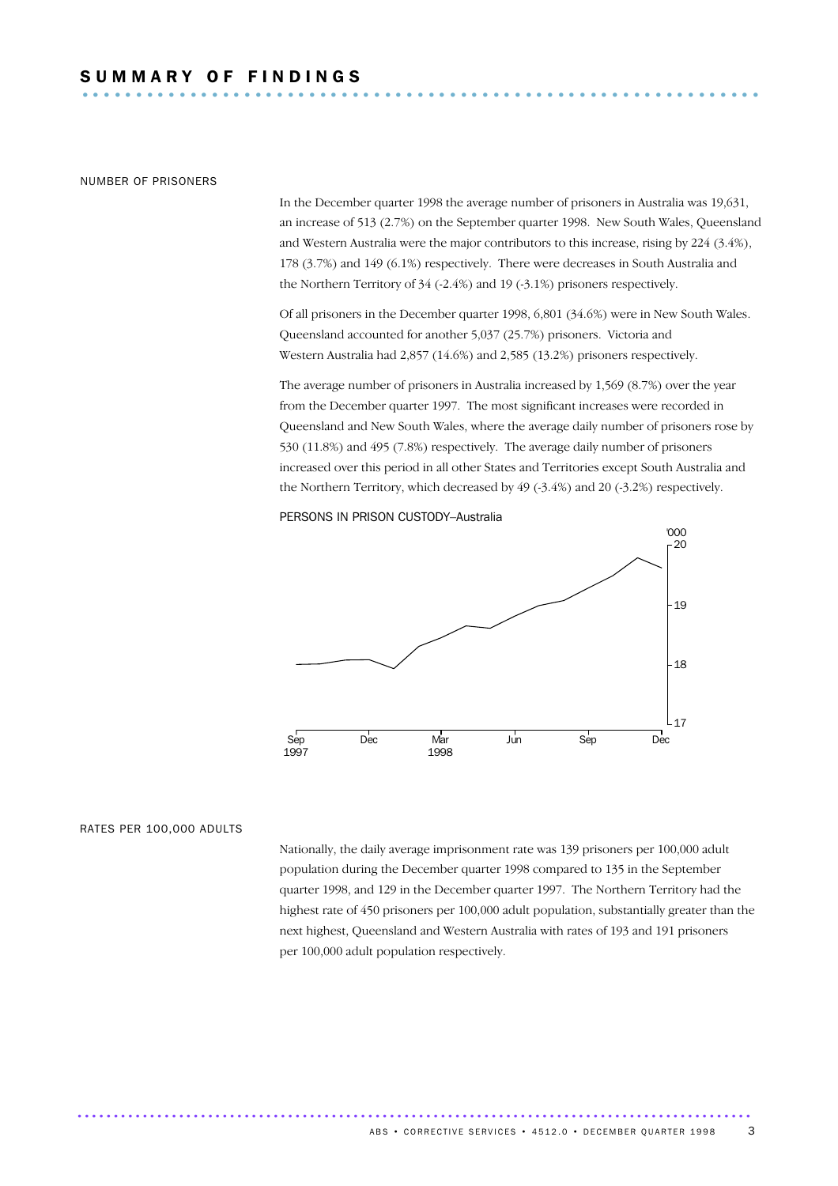# SUMMARY OF FINDINGS

## NUMBER OF PRISONERS

In the December quarter 1998 the average number of prisoners in Australia was 19,631, an increase of 513 (2.7%) on the September quarter 1998. New South Wales, Queensland and Western Australia were the major contributors to this increase, rising by 224 (3.4%), 178 (3.7%) and 149 (6.1%) respectively. There were decreases in South Australia and the Northern Territory of 34 (-2.4%) and 19 (-3.1%) prisoners respectively.

Of all prisoners in the December quarter 1998, 6,801 (34.6%) were in New South Wales. Queensland accounted for another 5,037 (25.7%) prisoners. Victoria and Western Australia had 2,857 (14.6%) and 2,585 (13.2%) prisoners respectively.

The average number of prisoners in Australia increased by 1,569 (8.7%) over the year from the December quarter 1997. The most significant increases were recorded in Queensland and New South Wales, where the average daily number of prisoners rose by 530 (11.8%) and 495 (7.8%) respectively. The average daily number of prisoners increased over this period in all other States and Territories except South Australia and the Northern Territory, which decreased by 49 (-3.4%) and 20 (-3.2%) respectively.

PERSONS IN PRISON CUSTODY–Australia

## RATES PER 100,000 ADULTS

Nationally, the daily average imprisonment rate was 139 prisoners per 100,000 adult population during the December quarter 1998 compared to 135 in the September quarter 1998, and 129 in the December quarter 1997. The Northern Territory had the highest rate of 450 prisoners per 100,000 adult population, substantially greater than the next highest, Queensland and Western Australia with rates of 193 and 191 prisoners per 100,000 adult population respectively.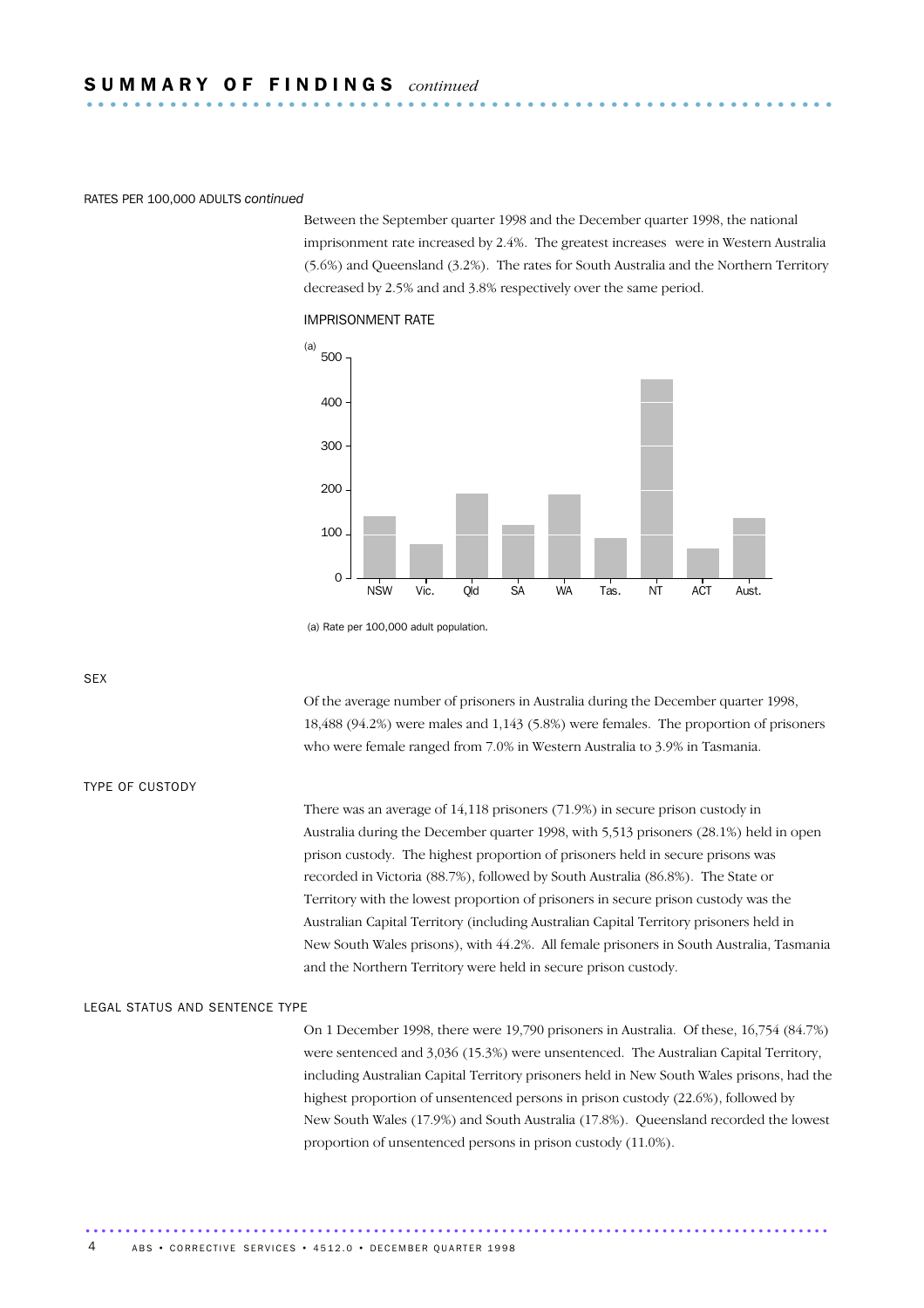## SUMMARY OF FINDINGS *continued*

RATES PER 100,000 ADULTS *continued*

Between the September quarter 1998 and the December quarter 1998, the national imprisonment rate increased by 2.4%. The greatest increases were in Western Australia (5.6%) and Queensland (3.2%). The rates for South Australia and the Northern Territory decreased by 2.5% and and 3.8% respectively over the same period.

IMPRISONMENT RATE

(a) Rate per 100,000 adult population.

SEX

Of the average number of prisoners in Australia during the December quarter 1998, 18,488 (94.2%) were males and 1,143 (5.8%) were females. The proportion of prisoners who were female ranged from 7.0% in Western Australia to 3.9% in Tasmania.

TYPE OF CUSTODY

There was an average of 14,118 prisoners (71.9%) in secure prison custody in Australia during the December quarter 1998, with 5,513 prisoners (28.1%) held in open prison custody. The highest proportion of prisoners held in secure prisons was recorded in Victoria (88.7%), followed by South Australia (86.8%). The State or Territory with the lowest proportion of prisoners in secure prison custody was the Australian Capital Territory (including Australian Capital Territory prisoners held in New South Wales prisons), with 44.2%. All female prisoners in South Australia, Tasmania and the Northern Territory were held in secure prison custody.

LEGAL STATUS AND SENTENCE TYPE

On 1 December 1998, there were 19,790 prisoners in Australia. Of these, 16,754 (84.7%) were sentenced and 3,036 (15.3%) were unsentenced. The Australian Capital Territory, including Australian Capital Territory prisoners held in New South Wales prisons, had the highest proportion of unsentenced persons in prison custody (22.6%), followed by New South Wales (17.9%) and South Australia (17.8%). Queensland recorded the lowest proportion of unsentenced persons in prison custody (11.0%).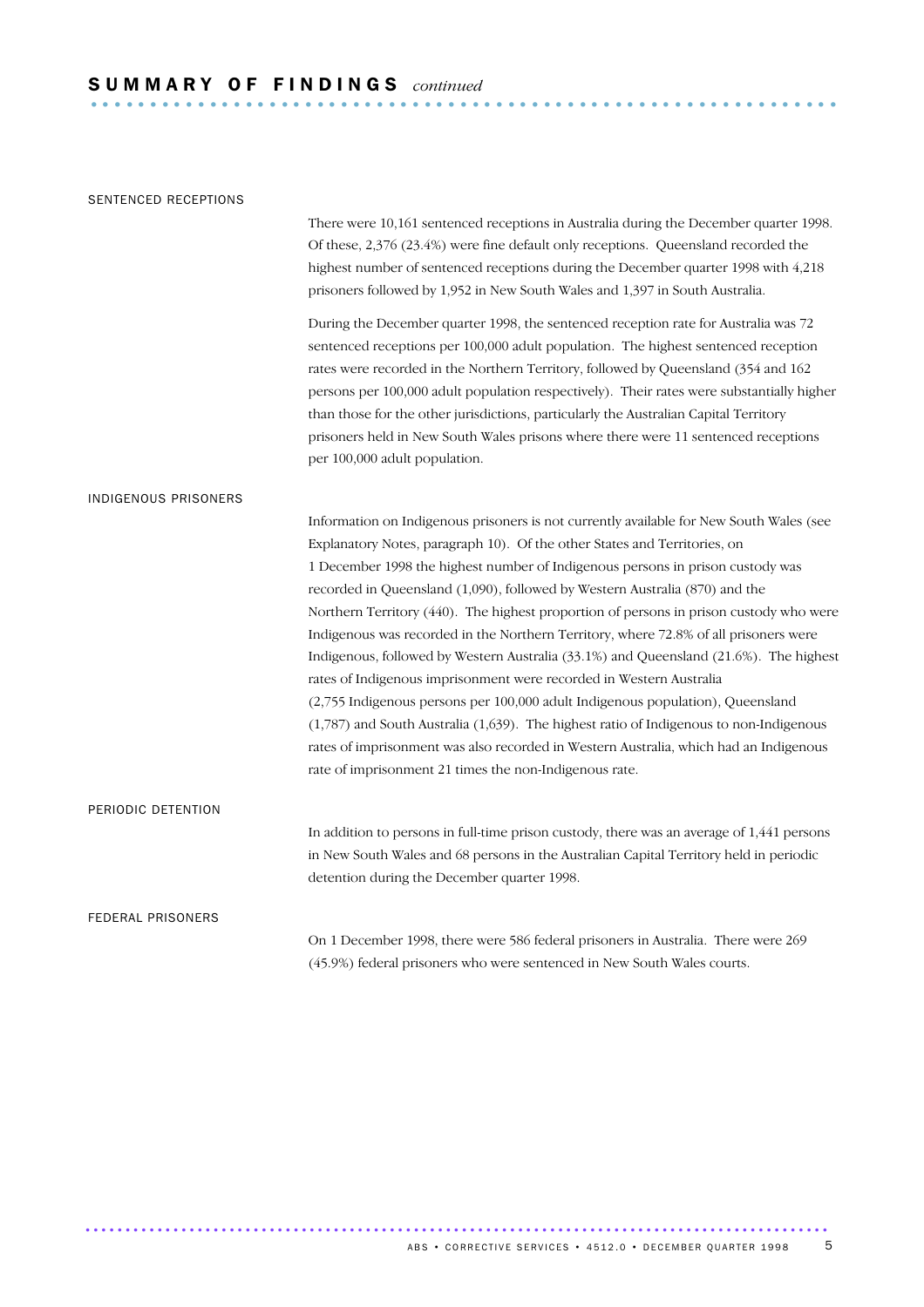## SUMMARY OF FINDINGS *continued*

### SENTENCED RECEPTIONS

There were 10,161 sentenced receptions in Australia during the December quarter 1998. Of these, 2,376 (23.4%) were fine default only receptions. Queensland recorded the highest number of sentenced receptions during the December quarter 1998 with 4,218 prisoners followed by 1,952 in New South Wales and 1,397 in South Australia.

During the December quarter 1998, the sentenced reception rate for Australia was 72 sentenced receptions per 100,000 adult population. The highest sentenced reception rates were recorded in the Northern Territory, followed by Queensland (354 and 162 persons per 100,000 adult population respectively). Their rates were substantially higher than those for the other jurisdictions, particularly the Australian Capital Territory prisoners held in New South Wales prisons where there were 11 sentenced receptions per 100,000 adult population.

### INDIGENOUS PRISONERS

Information on Indigenous prisoners is not currently available for New South Wales (see Explanatory Notes, paragraph 10). Of the other States and Territories, on 1 December 1998 the highest number of Indigenous persons in prison custody was recorded in Queensland (1,090), followed by Western Australia (870) and the Northern Territory (440). The highest proportion of persons in prison custody who were Indigenous was recorded in the Northern Territory, where 72.8% of all prisoners were Indigenous, followed by Western Australia (33.1%) and Queensland (21.6%). The highest rates of Indigenous imprisonment were recorded in Western Australia (2,755 Indigenous persons per 100,000 adult Indigenous population), Queensland (1,787) and South Australia (1,639). The highest ratio of Indigenous to non-Indigenous rates of imprisonment was also recorded in Western Australia, which had an Indigenous rate of imprisonment 21 times the non-Indigenous rate.

### PERIODIC DETENTION

In addition to persons in full-time prison custody, there was an average of 1,441 persons in New South Wales and 68 persons in the Australian Capital Territory held in periodic detention during the December quarter 1998.

### FEDERAL PRISONERS

On 1 December 1998, there were 586 federal prisoners in Australia. There were 269 (45.9%) federal prisoners who were sentenced in New South Wales courts.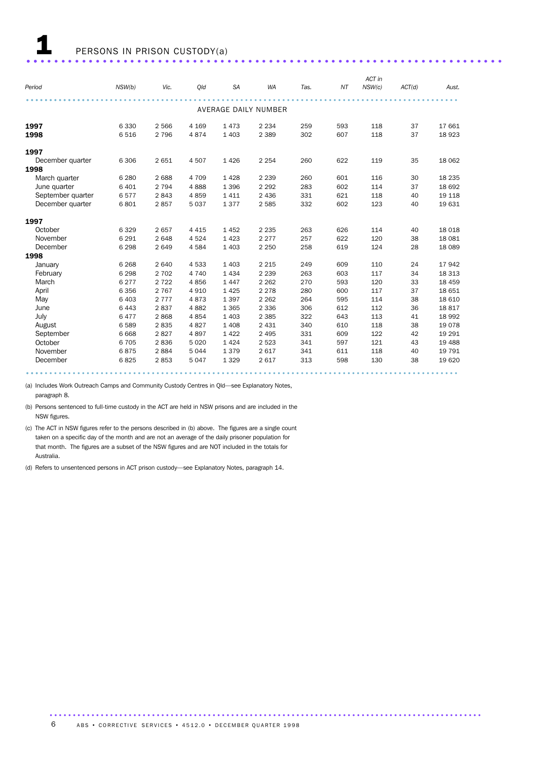# 1 PERSONS IN PRISON CUSTODY(a)

| Period | NSW(b) | Vic. | Qld | SA | WA | Tas. | NT | ACT in NSW(c) | ACT(d) | Aust. |
|---|---|---|---|---|---|---|---|---|---|---|
| | | | | | AVERAGE DAILY NUMBER | | | | | |
| **1997** | 6 330 | 2 566 | 4 169 | 1 473 | 2 234 | 259 | 593 | 118 | 37 | 17 661 |
| **1998** | 6 516 | 2 796 | 4 874 | 1 403 | 2 389 | 302 | 607 | 118 | 37 | 18 923 |
| **1997** | | | | | | | | | | |
| December quarter | 6 306 | 2 651 | 4 507 | 1 426 | 2 254 | 260 | 622 | 119 | 35 | 18 062 |
| **1998** | | | | | | | | | | |
| March quarter | 6 280 | 2 688 | 4 709 | 1 428 | 2 239 | 260 | 601 | 116 | 30 | 18 235 |
| June quarter | 6 401 | 2 794 | 4 888 | 1 396 | 2 292 | 283 | 602 | 114 | 37 | 18 692 |
| September quarter | 6 577 | 2 843 | 4 859 | 1 411 | 2 436 | 331 | 621 | 118 | 40 | 19 118 |
| December quarter | 6 801 | 2 857 | 5 037 | 1 377 | 2 585 | 332 | 602 | 123 | 40 | 19 631 |
| **1997** | | | | | | | | | | |
| October | 6 329 | 2 657 | 4 415 | 1 452 | 2 235 | 263 | 626 | 114 | 40 | 18 018 |
| November | 6 291 | 2 648 | 4 524 | 1 423 | 2 277 | 257 | 622 | 120 | 38 | 18 081 |
| December | 6 298 | 2 649 | 4 584 | 1 403 | 2 250 | 258 | 619 | 124 | 28 | 18 089 |
| **1998** | | | | | | | | | | |
| January | 6 268 | 2 640 | 4 533 | 1 403 | 2 215 | 249 | 609 | 110 | 24 | 17 942 |
| February | 6 298 | 2 702 | 4 740 | 1 434 | 2 239 | 263 | 603 | 117 | 34 | 18 313 |
| March | 6 277 | 2 722 | 4 856 | 1 447 | 2 262 | 270 | 593 | 120 | 33 | 18 459 |
| April | 6 356 | 2 767 | 4 910 | 1 425 | 2 278 | 280 | 600 | 117 | 37 | 18 651 |
| May | 6 403 | 2 777 | 4 873 | 1 397 | 2 262 | 264 | 595 | 114 | 38 | 18 610 |
| June | 6 443 | 2 837 | 4 882 | 1 365 | 2 336 | 306 | 612 | 112 | 36 | 18 817 |
| July | 6 477 | 2 868 | 4 854 | 1 403 | 2 385 | 322 | 643 | 113 | 41 | 18 992 |
| August | 6 589 | 2 835 | 4 827 | 1 408 | 2 431 | 340 | 610 | 118 | 38 | 19 078 |
| September | 6 668 | 2 827 | 4 897 | 1 422 | 2 495 | 331 | 609 | 122 | 42 | 19 291 |
| October | 6 705 | 2 836 | 5 020 | 1 424 | 2 523 | 341 | 597 | 121 | 43 | 19 488 |
| November | 6 875 | 2 884 | 5 044 | 1 379 | 2 617 | 341 | 611 | 118 | 40 | 19 791 |
| December | 6 825 | 2 853 | 5 047 | 1 329 | 2 617 | 313 | 598 | 130 | 38 | 19 620 |

(a) Includes Work Outreach Camps and Community Custody Centres in Qld—see Explanatory Notes, paragraph 8.

(b) Persons sentenced to full-time custody in the ACT are held in NSW prisons and are included in the NSW figures.

(c) The ACT in NSW figures refer to the persons described in (b) above. The figures are a single count taken on a specific day of the month and are not an average of the daily prisoner population for that month. The figures are a subset of the NSW figures and are NOT included in the totals for Australia.

(d) Refers to unsentenced persons in ACT prison custody—see Explanatory Notes, paragraph 14.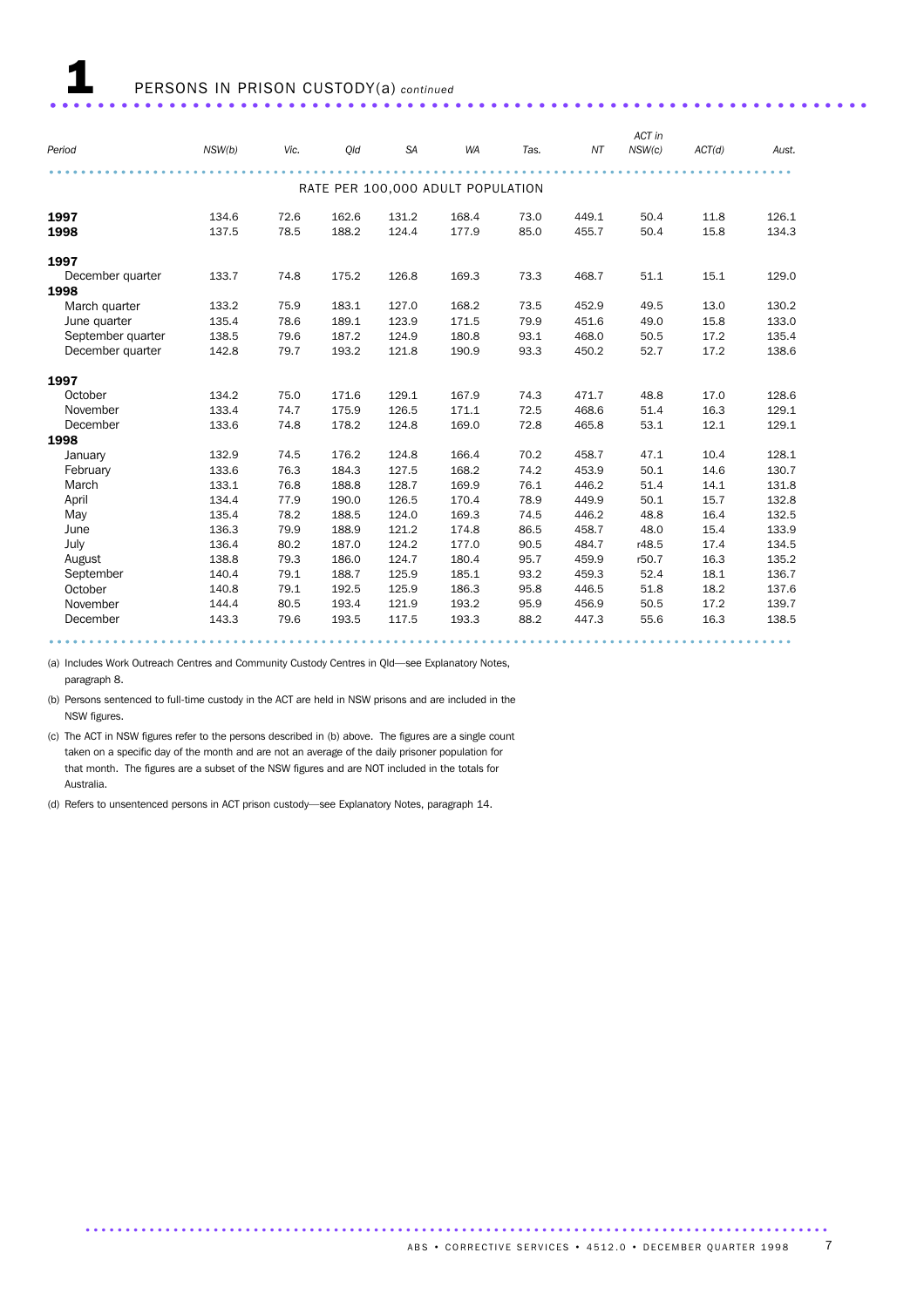# 1 PERSONS IN PRISON CUSTODY(a) *continued*

| Period | NSW(b) | Vic. | Qld | SA | WA | Tas. | NT | ACT in NSW(c) | ACT(d) | Aust. |
|---|---|---|---|---|---|---|---|---|---|---|
| | | | | RATE PER 100,000 ADULT POPULATION | | | | | | |
| **1997** | 134.6 | 72.6 | 162.6 | 131.2 | 168.4 | 73.0 | 449.1 | 50.4 | 11.8 | 126.1 |
| **1998** | 137.5 | 78.5 | 188.2 | 124.4 | 177.9 | 85.0 | 455.7 | 50.4 | 15.8 | 134.3 |
| **1997** | | | | | | | | | | |
| December quarter | 133.7 | 74.8 | 175.2 | 126.8 | 169.3 | 73.3 | 468.7 | 51.1 | 15.1 | 129.0 |
| **1998** | | | | | | | | | | |
| March quarter | 133.2 | 75.9 | 183.1 | 127.0 | 168.2 | 73.5 | 452.9 | 49.5 | 13.0 | 130.2 |
| June quarter | 135.4 | 78.6 | 189.1 | 123.9 | 171.5 | 79.9 | 451.6 | 49.0 | 15.8 | 133.0 |
| September quarter | 138.5 | 79.6 | 187.2 | 124.9 | 180.8 | 93.1 | 468.0 | 50.5 | 17.2 | 135.4 |
| December quarter | 142.8 | 79.7 | 193.2 | 121.8 | 190.9 | 93.3 | 450.2 | 52.7 | 17.2 | 138.6 |
| **1997** | | | | | | | | | | |
| October | 134.2 | 75.0 | 171.6 | 129.1 | 167.9 | 74.3 | 471.7 | 48.8 | 17.0 | 128.6 |
| November | 133.4 | 74.7 | 175.9 | 126.5 | 171.1 | 72.5 | 468.6 | 51.4 | 16.3 | 129.1 |
| December | 133.6 | 74.8 | 178.2 | 124.8 | 169.0 | 72.8 | 465.8 | 53.1 | 12.1 | 129.1 |
| **1998** | | | | | | | | | | |
| January | 132.9 | 74.5 | 176.2 | 124.8 | 166.4 | 70.2 | 458.7 | 47.1 | 10.4 | 128.1 |
| February | 133.6 | 76.3 | 184.3 | 127.5 | 168.2 | 74.2 | 453.9 | 50.1 | 14.6 | 130.7 |
| March | 133.1 | 76.8 | 188.8 | 128.7 | 169.9 | 76.1 | 446.2 | 51.4 | 14.1 | 131.8 |
| April | 134.4 | 77.9 | 190.0 | 126.5 | 170.4 | 78.9 | 449.9 | 50.1 | 15.7 | 132.8 |
| May | 135.4 | 78.2 | 188.5 | 124.0 | 169.3 | 74.5 | 446.2 | 48.8 | 16.4 | 132.5 |
| June | 136.3 | 79.9 | 188.9 | 121.2 | 174.8 | 86.5 | 458.7 | 48.0 | 15.4 | 133.9 |
| July | 136.4 | 80.2 | 187.0 | 124.2 | 177.0 | 90.5 | 484.7 | r48.5 | 17.4 | 134.5 |
| August | 138.8 | 79.3 | 186.0 | 124.7 | 180.4 | 95.7 | 459.9 | r50.7 | 16.3 | 135.2 |
| September | 140.4 | 79.1 | 188.7 | 125.9 | 185.1 | 93.2 | 459.3 | 52.4 | 18.1 | 136.7 |
| October | 140.8 | 79.1 | 192.5 | 125.9 | 186.3 | 95.8 | 446.5 | 51.8 | 18.2 | 137.6 |
| November | 144.4 | 80.5 | 193.4 | 121.9 | 193.2 | 95.9 | 456.9 | 50.5 | 17.2 | 139.7 |
| December | 143.3 | 79.6 | 193.5 | 117.5 | 193.3 | 88.2 | 447.3 | 55.6 | 16.3 | 138.5 |

(a) Includes Work Outreach Centres and Community Custody Centres in Qld—see Explanatory Notes, paragraph 8.

(b) Persons sentenced to full-time custody in the ACT are held in NSW prisons and are included in the NSW figures.

(c) The ACT in NSW figures refer to the persons described in (b) above. The figures are a single count taken on a specific day of the month and are not an average of the daily prisoner population for that month. The figures are a subset of the NSW figures and are NOT included in the totals for Australia.

(d) Refers to unsentenced persons in ACT prison custody—see Explanatory Notes, paragraph 14.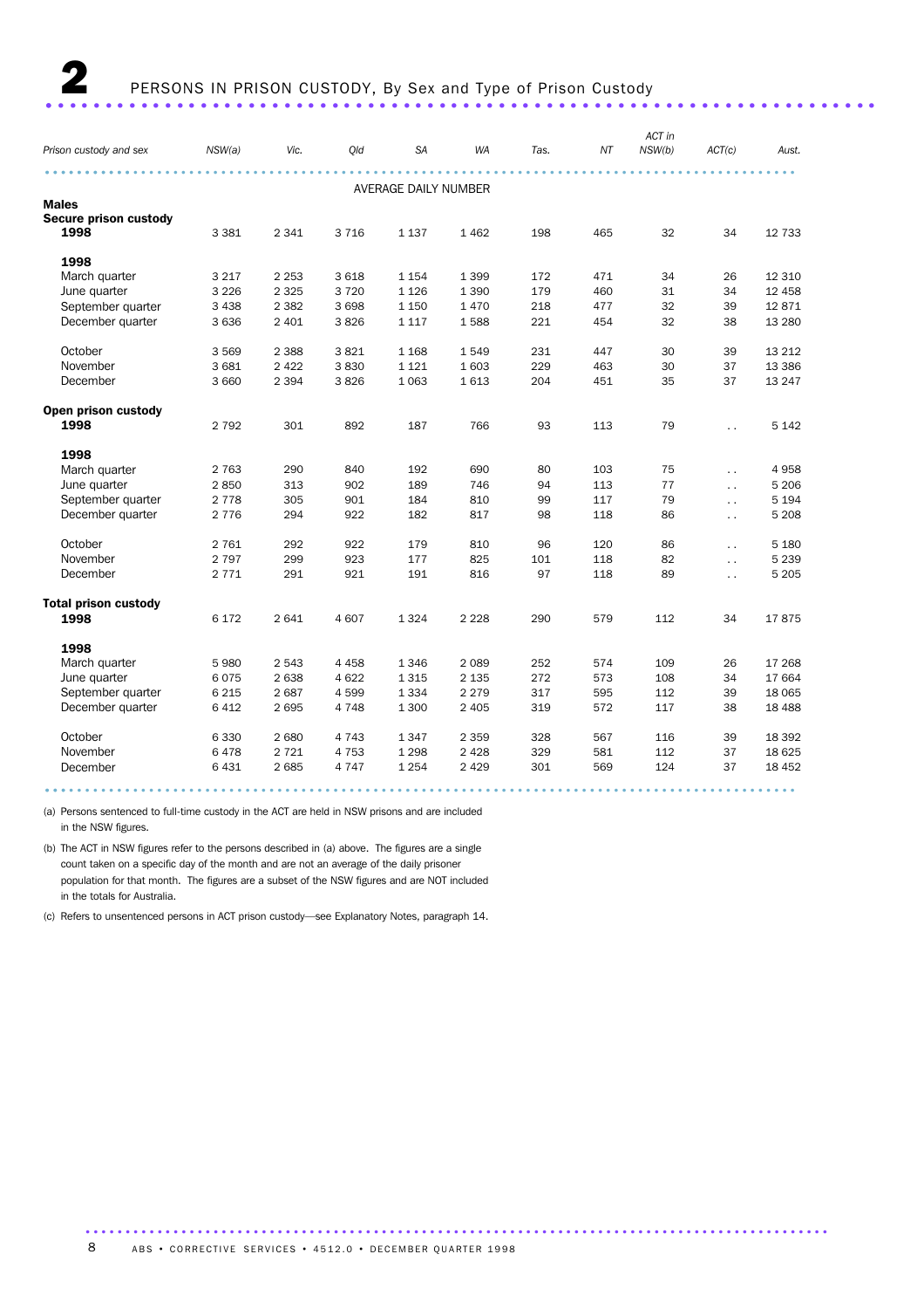# 2 PERSONS IN PRISON CUSTODY, By Sex and Type of Prison Custody

| Prison custody and sex | NSW(a) | Vic. | Qld | SA | WA | Tas. | NT | ACT in NSW(b) | ACT(c) | Aust. |
|---|---|---|---|---|---|---|---|---|---|---|
| | | | | AVERAGE DAILY NUMBER | | | | | | |
| **Males** | | | | | | | | | | |
| **Secure prison custody** | | | | | | | | | | |
| **1998** | 3 381 | 2 341 | 3 716 | 1 137 | 1 462 | 198 | 465 | 32 | 34 | 12 733 |
| **1998** | | | | | | | | | | |
| March quarter | 3 217 | 2 253 | 3 618 | 1 154 | 1 399 | 172 | 471 | 34 | 26 | 12 310 |
| June quarter | 3 226 | 2 325 | 3 720 | 1 126 | 1 390 | 179 | 460 | 31 | 34 | 12 458 |
| September quarter | 3 438 | 2 382 | 3 698 | 1 150 | 1 470 | 218 | 477 | 32 | 39 | 12 871 |
| December quarter | 3 636 | 2 401 | 3 826 | 1 117 | 1 588 | 221 | 454 | 32 | 38 | 13 280 |
| October | 3 569 | 2 388 | 3 821 | 1 168 | 1 549 | 231 | 447 | 30 | 39 | 13 212 |
| November | 3 681 | 2 422 | 3 830 | 1 121 | 1 603 | 229 | 463 | 30 | 37 | 13 386 |
| December | 3 660 | 2 394 | 3 826 | 1 063 | 1 613 | 204 | 451 | 35 | 37 | 13 247 |
| **Open prison custody** | | | | | | | | | | |
| **1998** | 2 792 | 301 | 892 | 187 | 766 | 93 | 113 | 79 | .. | 5 142 |
| **1998** | | | | | | | | | | |
| March quarter | 2 763 | 290 | 840 | 192 | 690 | 80 | 103 | 75 | .. | 4 958 |
| June quarter | 2 850 | 313 | 902 | 189 | 746 | 94 | 113 | 77 | .. | 5 206 |
| September quarter | 2 778 | 305 | 901 | 184 | 810 | 99 | 117 | 79 | .. | 5 194 |
| December quarter | 2 776 | 294 | 922 | 182 | 817 | 98 | 118 | 86 | .. | 5 208 |
| October | 2 761 | 292 | 922 | 179 | 810 | 96 | 120 | 86 | .. | 5 180 |
| November | 2 797 | 299 | 923 | 177 | 825 | 101 | 118 | 82 | .. | 5 239 |
| December | 2 771 | 291 | 921 | 191 | 816 | 97 | 118 | 89 | .. | 5 205 |
| **Total prison custody** | | | | | | | | | | |
| **1998** | 6 172 | 2 641 | 4 607 | 1 324 | 2 228 | 290 | 579 | 112 | 34 | 17 875 |
| **1998** | | | | | | | | | | |
| March quarter | 5 980 | 2 543 | 4 458 | 1 346 | 2 089 | 252 | 574 | 109 | 26 | 17 268 |
| June quarter | 6 075 | 2 638 | 4 622 | 1 315 | 2 135 | 272 | 573 | 108 | 34 | 17 664 |
| September quarter | 6 215 | 2 687 | 4 599 | 1 334 | 2 279 | 317 | 595 | 112 | 39 | 18 065 |
| December quarter | 6 412 | 2 695 | 4 748 | 1 300 | 2 405 | 319 | 572 | 117 | 38 | 18 488 |
| October | 6 330 | 2 680 | 4 743 | 1 347 | 2 359 | 328 | 567 | 116 | 39 | 18 392 |
| November | 6 478 | 2 721 | 4 753 | 1 298 | 2 428 | 329 | 581 | 112 | 37 | 18 625 |
| December | 6 431 | 2 685 | 4 747 | 1 254 | 2 429 | 301 | 569 | 124 | 37 | 18 452 |

(a) Persons sentenced to full-time custody in the ACT are held in NSW prisons and are included in the NSW figures.

(b) The ACT in NSW figures refer to the persons described in (a) above. The figures are a single count taken on a specific day of the month and are not an average of the daily prisoner population for that month. The figures are a subset of the NSW figures and are NOT included in the totals for Australia.

(c) Refers to unsentenced persons in ACT prison custody—see Explanatory Notes, paragraph 14.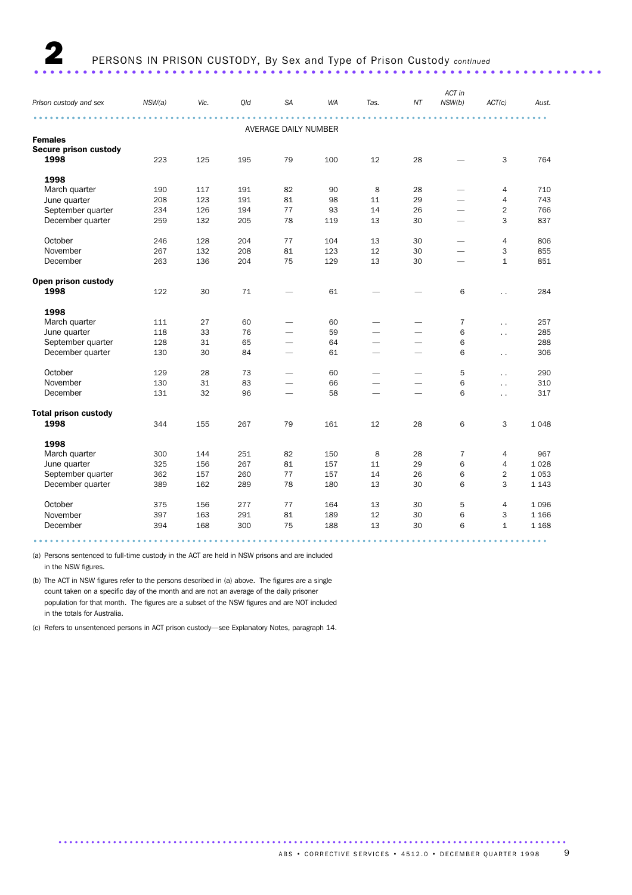# 2 PERSONS IN PRISON CUSTODY, By Sex and Type of Prison Custody *continued*

| Prison custody and sex | NSW(a) | Vic. | Qld | SA | WA | Tas. | NT | ACT in NSW(b) | ACT(c) | Aust. |
|---|---|---|---|---|---|---|---|---|---|---|
| | | | | AVERAGE DAILY NUMBER | | | | | | |
| **Females** | | | | | | | | | | |
| **Secure prison custody** | | | | | | | | | | |
| **1998** | 223 | 125 | 195 | 79 | 100 | 12 | 28 | — | 3 | 764 |
| **1998** | | | | | | | | | | |
| March quarter | 190 | 117 | 191 | 82 | 90 | 8 | 28 | — | 4 | 710 |
| June quarter | 208 | 123 | 191 | 81 | 98 | 11 | 29 | — | 4 | 743 |
| September quarter | 234 | 126 | 194 | 77 | 93 | 14 | 26 | — | 2 | 766 |
| December quarter | 259 | 132 | 205 | 78 | 119 | 13 | 30 | — | 3 | 837 |
| October | 246 | 128 | 204 | 77 | 104 | 13 | 30 | — | 4 | 806 |
| November | 267 | 132 | 208 | 81 | 123 | 12 | 30 | — | 3 | 855 |
| December | 263 | 136 | 204 | 75 | 129 | 13 | 30 | — | 1 | 851 |
| **Open prison custody** | | | | | | | | | | |
| **1998** | 122 | 30 | 71 | — | 61 | — | — | 6 | . . | 284 |
| **1998** | | | | | | | | | | |
| March quarter | 111 | 27 | 60 | — | 60 | — | — | 7 | . . | 257 |
| June quarter | 118 | 33 | 76 | — | 59 | — | — | 6 | . . | 285 |
| September quarter | 128 | 31 | 65 | — | 64 | — | — | 6 | | 288 |
| December quarter | 130 | 30 | 84 | — | 61 | — | — | 6 | . . | 306 |
| October | 129 | 28 | 73 | — | 60 | — | — | 5 | . . | 290 |
| November | 130 | 31 | 83 | — | 66 | — | — | 6 | . . | 310 |
| December | 131 | 32 | 96 | — | 58 | — | — | 6 | . . | 317 |
| **Total prison custody** | | | | | | | | | | |
| **1998** | 344 | 155 | 267 | 79 | 161 | 12 | 28 | 6 | 3 | 1 048 |
| **1998** | | | | | | | | | | |
| March quarter | 300 | 144 | 251 | 82 | 150 | 8 | 28 | 7 | 4 | 967 |
| June quarter | 325 | 156 | 267 | 81 | 157 | 11 | 29 | 6 | 4 | 1 028 |
| September quarter | 362 | 157 | 260 | 77 | 157 | 14 | 26 | 6 | 2 | 1 053 |
| December quarter | 389 | 162 | 289 | 78 | 180 | 13 | 30 | 6 | 3 | 1 143 |
| October | 375 | 156 | 277 | 77 | 164 | 13 | 30 | 5 | 4 | 1 096 |
| November | 397 | 163 | 291 | 81 | 189 | 12 | 30 | 6 | 3 | 1 166 |
| December | 394 | 168 | 300 | 75 | 188 | 13 | 30 | 6 | 1 | 1 168 |

(a) Persons sentenced to full-time custody in the ACT are held in NSW prisons and are included in the NSW figures.

(b) The ACT in NSW figures refer to the persons described in (a) above. The figures are a single count taken on a specific day of the month and are not an average of the daily prisoner population for that month. The figures are a subset of the NSW figures and are NOT included in the totals for Australia.

(c) Refers to unsentenced persons in ACT prison custody—see Explanatory Notes, paragraph 14.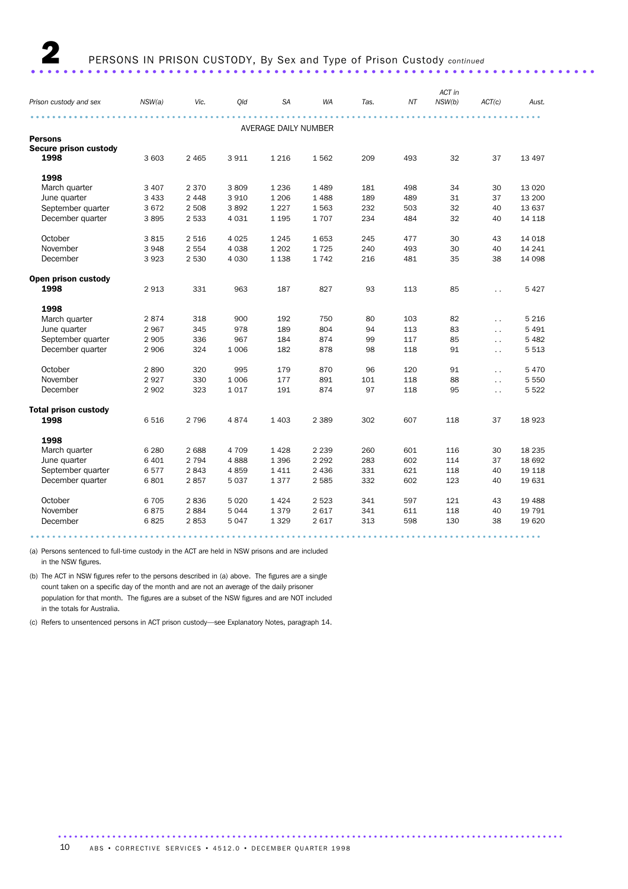# 2 PERSONS IN PRISON CUSTODY, By Sex and Type of Prison Custody *continued*

| Prison custody and sex | NSW(a) | Vic. | Qld | SA | WA | Tas. | NT | ACT in NSW(b) | ACT(c) | Aust. |
|---|---|---|---|---|---|---|---|---|---|---|
| | | | | AVERAGE DAILY NUMBER | | | | | | |
| **Persons** | | | | | | | | | | |
| **Secure prison custody** | | | | | | | | | | |
| **1998** | 3 603 | 2 465 | 3 911 | 1 216 | 1 562 | 209 | 493 | 32 | 37 | 13 497 |
| **1998** | | | | | | | | | | |
| March quarter | 3 407 | 2 370 | 3 809 | 1 236 | 1 489 | 181 | 498 | 34 | 30 | 13 020 |
| June quarter | 3 433 | 2 448 | 3 910 | 1 206 | 1 488 | 189 | 489 | 31 | 37 | 13 200 |
| September quarter | 3 672 | 2 508 | 3 892 | 1 227 | 1 563 | 232 | 503 | 32 | 40 | 13 637 |
| December quarter | 3 895 | 2 533 | 4 031 | 1 195 | 1 707 | 234 | 484 | 32 | 40 | 14 118 |
| October | 3 815 | 2 516 | 4 025 | 1 245 | 1 653 | 245 | 477 | 30 | 43 | 14 018 |
| November | 3 948 | 2 554 | 4 038 | 1 202 | 1 725 | 240 | 493 | 30 | 40 | 14 241 |
| December | 3 923 | 2 530 | 4 030 | 1 138 | 1 742 | 216 | 481 | 35 | 38 | 14 098 |
| **Open prison custody** | | | | | | | | | | |
| **1998** | 2 913 | 331 | 963 | 187 | 827 | 93 | 113 | 85 | . . | 5 427 |
| **1998** | | | | | | | | | | |
| March quarter | 2 874 | 318 | 900 | 192 | 750 | 80 | 103 | 82 | . . | 5 216 |
| June quarter | 2 967 | 345 | 978 | 189 | 804 | 94 | 113 | 83 | . . | 5 491 |
| September quarter | 2 905 | 336 | 967 | 184 | 874 | 99 | 117 | 85 | . . | 5 482 |
| December quarter | 2 906 | 324 | 1 006 | 182 | 878 | 98 | 118 | 91 | . . | 5 513 |
| October | 2 890 | 320 | 995 | 179 | 870 | 96 | 120 | 91 | . . | 5 470 |
| November | 2 927 | 330 | 1 006 | 177 | 891 | 101 | 118 | 88 | . . | 5 550 |
| December | 2 902 | 323 | 1 017 | 191 | 874 | 97 | 118 | 95 | . . | 5 522 |
| **Total prison custody** | | | | | | | | | | |
| **1998** | 6 516 | 2 796 | 4 874 | 1 403 | 2 389 | 302 | 607 | 118 | 37 | 18 923 |
| **1998** | | | | | | | | | | |
| March quarter | 6 280 | 2 688 | 4 709 | 1 428 | 2 239 | 260 | 601 | 116 | 30 | 18 235 |
| June quarter | 6 401 | 2 794 | 4 888 | 1 396 | 2 292 | 283 | 602 | 114 | 37 | 18 692 |
| September quarter | 6 577 | 2 843 | 4 859 | 1 411 | 2 436 | 331 | 621 | 118 | 40 | 19 118 |
| December quarter | 6 801 | 2 857 | 5 037 | 1 377 | 2 585 | 332 | 602 | 123 | 40 | 19 631 |
| October | 6 705 | 2 836 | 5 020 | 1 424 | 2 523 | 341 | 597 | 121 | 43 | 19 488 |
| November | 6 875 | 2 884 | 5 044 | 1 379 | 2 617 | 341 | 611 | 118 | 40 | 19 791 |
| December | 6 825 | 2 853 | 5 047 | 1 329 | 2 617 | 313 | 598 | 130 | 38 | 19 620 |

(a) Persons sentenced to full-time custody in the ACT are held in NSW prisons and are included in the NSW figures.

(b) The ACT in NSW figures refer to the persons described in (a) above. The figures are a single count taken on a specific day of the month and are not an average of the daily prisoner population for that month. The figures are a subset of the NSW figures and are NOT included in the totals for Australia.

(c) Refers to unsentenced persons in ACT prison custody—see Explanatory Notes, paragraph 14.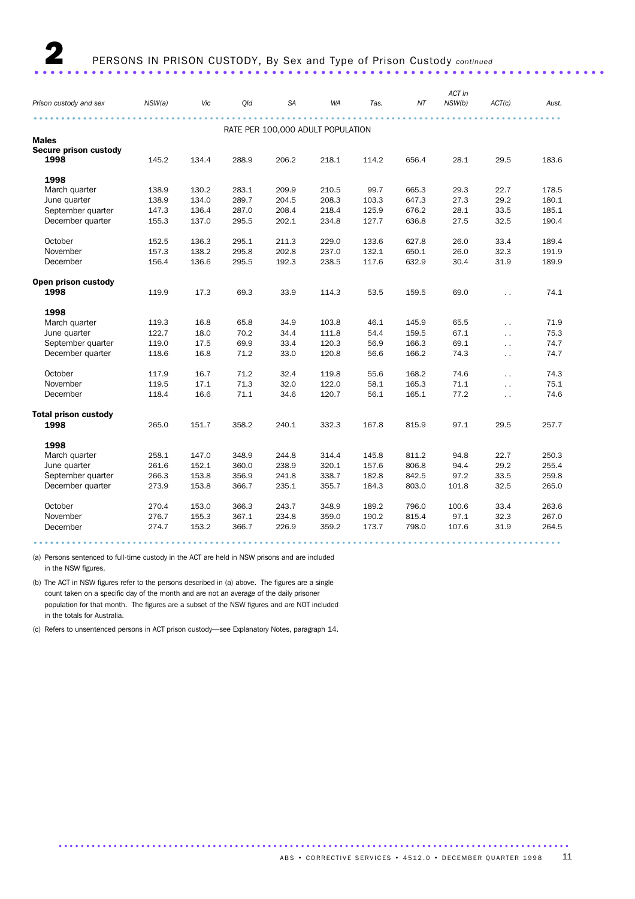# 2 PERSONS IN PRISON CUSTODY, By Sex and Type of Prison Custody *continued*

| Prison custody and sex | NSW(a) | Vic | Qld | SA | WA | Tas. | NT | ACT in NSW(b) | ACT(c) | Aust. |
|---|---|---|---|---|---|---|---|---|---|---|
| | | | | RATE PER 100,000 ADULT POPULATION | | | | | | |
| **Males** | | | | | | | | | | |
| **Secure prison custody** | | | | | | | | | | |
| **1998** | 145.2 | 134.4 | 288.9 | 206.2 | 218.1 | 114.2 | 656.4 | 28.1 | 29.5 | 183.6 |
| **1998** | | | | | | | | | | |
| March quarter | 138.9 | 130.2 | 283.1 | 209.9 | 210.5 | 99.7 | 665.3 | 29.3 | 22.7 | 178.5 |
| June quarter | 138.9 | 134.0 | 289.7 | 204.5 | 208.3 | 103.3 | 647.3 | 27.3 | 29.2 | 180.1 |
| September quarter | 147.3 | 136.4 | 287.0 | 208.4 | 218.4 | 125.9 | 676.2 | 28.1 | 33.5 | 185.1 |
| December quarter | 155.3 | 137.0 | 295.5 | 202.1 | 234.8 | 127.7 | 636.8 | 27.5 | 32.5 | 190.4 |
| October | 152.5 | 136.3 | 295.1 | 211.3 | 229.0 | 133.6 | 627.8 | 26.0 | 33.4 | 189.4 |
| November | 157.3 | 138.2 | 295.8 | 202.8 | 237.0 | 132.1 | 650.1 | 26.0 | 32.3 | 191.9 |
| December | 156.4 | 136.6 | 295.5 | 192.3 | 238.5 | 117.6 | 632.9 | 30.4 | 31.9 | 189.9 |
| **Open prison custody** | | | | | | | | | | |
| **1998** | 119.9 | 17.3 | 69.3 | 33.9 | 114.3 | 53.5 | 159.5 | 69.0 | . . | 74.1 |
| **1998** | | | | | | | | | | |
| March quarter | 119.3 | 16.8 | 65.8 | 34.9 | 103.8 | 46.1 | 145.9 | 65.5 | . . | 71.9 |
| June quarter | 122.7 | 18.0 | 70.2 | 34.4 | 111.8 | 54.4 | 159.5 | 67.1 | . . | 75.3 |
| September quarter | 119.0 | 17.5 | 69.9 | 33.4 | 120.3 | 56.9 | 166.3 | 69.1 | . . | 74.7 |
| December quarter | 118.6 | 16.8 | 71.2 | 33.0 | 120.8 | 56.6 | 166.2 | 74.3 | . . | 74.7 |
| October | 117.9 | 16.7 | 71.2 | 32.4 | 119.8 | 55.6 | 168.2 | 74.6 | . . | 74.3 |
| November | 119.5 | 17.1 | 71.3 | 32.0 | 122.0 | 58.1 | 165.3 | 71.1 | . . | 75.1 |
| December | 118.4 | 16.6 | 71.1 | 34.6 | 120.7 | 56.1 | 165.1 | 77.2 | . . | 74.6 |
| **Total prison custody** | | | | | | | | | | |
| **1998** | 265.0 | 151.7 | 358.2 | 240.1 | 332.3 | 167.8 | 815.9 | 97.1 | 29.5 | 257.7 |
| **1998** | | | | | | | | | | |
| March quarter | 258.1 | 147.0 | 348.9 | 244.8 | 314.4 | 145.8 | 811.2 | 94.8 | 22.7 | 250.3 |
| June quarter | 261.6 | 152.1 | 360.0 | 238.9 | 320.1 | 157.6 | 806.8 | 94.4 | 29.2 | 255.4 |
| September quarter | 266.3 | 153.8 | 356.9 | 241.8 | 338.7 | 182.8 | 842.5 | 97.2 | 33.5 | 259.8 |
| December quarter | 273.9 | 153.8 | 366.7 | 235.1 | 355.7 | 184.3 | 803.0 | 101.8 | 32.5 | 265.0 |
| October | 270.4 | 153.0 | 366.3 | 243.7 | 348.9 | 189.2 | 796.0 | 100.6 | 33.4 | 263.6 |
| November | 276.7 | 155.3 | 367.1 | 234.8 | 359.0 | 190.2 | 815.4 | 97.1 | 32.3 | 267.0 |
| December | 274.7 | 153.2 | 366.7 | 226.9 | 359.2 | 173.7 | 798.0 | 107.6 | 31.9 | 264.5 |

(a) Persons sentenced to full-time custody in the ACT are held in NSW prisons and are included in the NSW figures.

(b) The ACT in NSW figures refer to the persons described in (a) above. The figures are a single count taken on a specific day of the month and are not an average of the daily prisoner population for that month. The figures are a subset of the NSW figures and are NOT included in the totals for Australia.

(c) Refers to unsentenced persons in ACT prison custody—see Explanatory Notes, paragraph 14.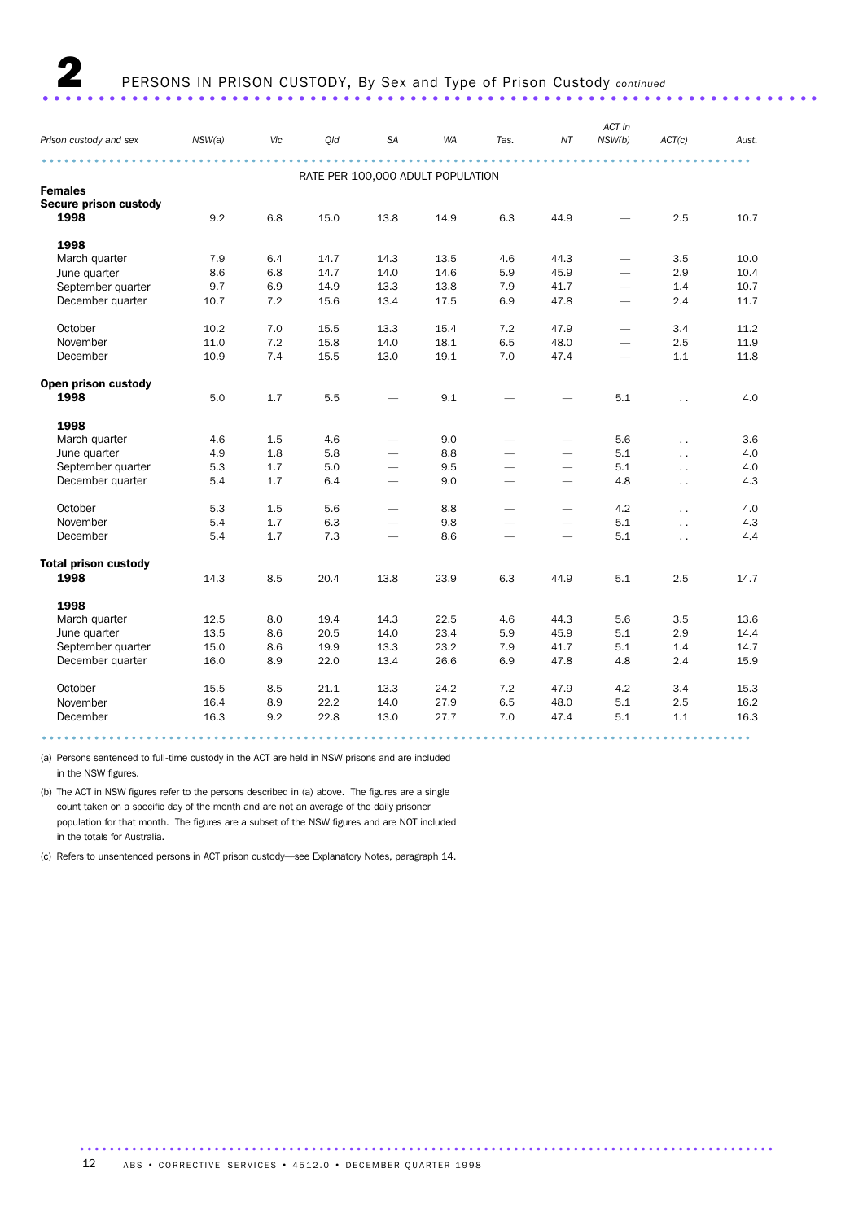## 2 PERSONS IN PRISON CUSTODY, By Sex and Type of Prison Custody *continued*

| Prison custody and sex | NSW(a) | Vic | Qld | SA | WA | Tas. | NT | ACT in NSW(b) | ACT(c) | Aust. |
|---|---|---|---|---|---|---|---|---|---|---|
| | | | | RATE PER 100,000 ADULT POPULATION | | | | | | |
| **Females** | | | | | | | | | | |
| **Secure prison custody** | | | | | | | | | | |
| **1998** | 9.2 | 6.8 | 15.0 | 13.8 | 14.9 | 6.3 | 44.9 | — | 2.5 | 10.7 |
| **1998** | | | | | | | | | | |
| March quarter | 7.9 | 6.4 | 14.7 | 14.3 | 13.5 | 4.6 | 44.3 | — | 3.5 | 10.0 |
| June quarter | 8.6 | 6.8 | 14.7 | 14.0 | 14.6 | 5.9 | 45.9 | — | 2.9 | 10.4 |
| September quarter | 9.7 | 6.9 | 14.9 | 13.3 | 13.8 | 7.9 | 41.7 | — | 1.4 | 10.7 |
| December quarter | 10.7 | 7.2 | 15.6 | 13.4 | 17.5 | 6.9 | 47.8 | — | 2.4 | 11.7 |
| October | 10.2 | 7.0 | 15.5 | 13.3 | 15.4 | 7.2 | 47.9 | — | 3.4 | 11.2 |
| November | 11.0 | 7.2 | 15.8 | 14.0 | 18.1 | 6.5 | 48.0 | — | 2.5 | 11.9 |
| December | 10.9 | 7.4 | 15.5 | 13.0 | 19.1 | 7.0 | 47.4 | — | 1.1 | 11.8 |
| **Open prison custody** | | | | | | | | | | |
| **1998** | 5.0 | 1.7 | 5.5 | — | 9.1 | — | — | 5.1 | . . | 4.0 |
| **1998** | | | | | | | | | | |
| March quarter | 4.6 | 1.5 | 4.6 | — | 9.0 | — | — | 5.6 | . . | 3.6 |
| June quarter | 4.9 | 1.8 | 5.8 | — | 8.8 | — | — | 5.1 | . . | 4.0 |
| September quarter | 5.3 | 1.7 | 5.0 | — | 9.5 | — | — | 5.1 | . . | 4.0 |
| December quarter | 5.4 | 1.7 | 6.4 | — | 9.0 | — | — | 4.8 | . . | 4.3 |
| October | 5.3 | 1.5 | 5.6 | — | 8.8 | — | — | 4.2 | . . | 4.0 |
| November | 5.4 | 1.7 | 6.3 | — | 9.8 | — | — | 5.1 | . . | 4.3 |
| December | 5.4 | 1.7 | 7.3 | — | 8.6 | — | — | 5.1 | . . | 4.4 |
| **Total prison custody** | | | | | | | | | | |
| **1998** | 14.3 | 8.5 | 20.4 | 13.8 | 23.9 | 6.3 | 44.9 | 5.1 | 2.5 | 14.7 |
| **1998** | | | | | | | | | | |
| March quarter | 12.5 | 8.0 | 19.4 | 14.3 | 22.5 | 4.6 | 44.3 | 5.6 | 3.5 | 13.6 |
| June quarter | 13.5 | 8.6 | 20.5 | 14.0 | 23.4 | 5.9 | 45.9 | 5.1 | 2.9 | 14.4 |
| September quarter | 15.0 | 8.6 | 19.9 | 13.3 | 23.2 | 7.9 | 41.7 | 5.1 | 1.4 | 14.7 |
| December quarter | 16.0 | 8.9 | 22.0 | 13.4 | 26.6 | 6.9 | 47.8 | 4.8 | 2.4 | 15.9 |
| October | 15.5 | 8.5 | 21.1 | 13.3 | 24.2 | 7.2 | 47.9 | 4.2 | 3.4 | 15.3 |
| November | 16.4 | 8.9 | 22.2 | 14.0 | 27.9 | 6.5 | 48.0 | 5.1 | 2.5 | 16.2 |
| December | 16.3 | 9.2 | 22.8 | 13.0 | 27.7 | 7.0 | 47.4 | 5.1 | 1.1 | 16.3 |

(a) Persons sentenced to full-time custody in the ACT are held in NSW prisons and are included in the NSW figures.

(b) The ACT in NSW figures refer to the persons described in (a) above. The figures are a single count taken on a specific day of the month and are not an average of the daily prisoner population for that month. The figures are a subset of the NSW figures and are NOT included in the totals for Australia.

(c) Refers to unsentenced persons in ACT prison custody—see Explanatory Notes, paragraph 14.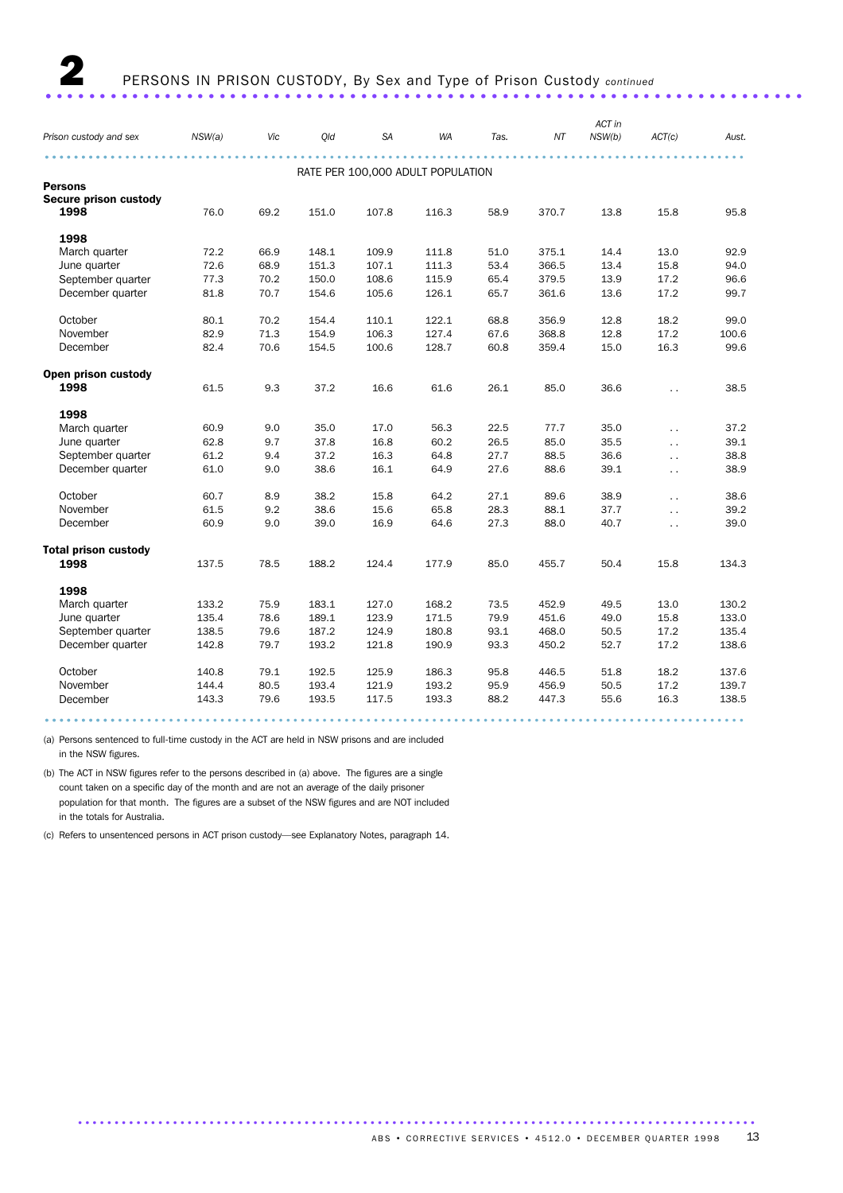# 2 PERSONS IN PRISON CUSTODY, By Sex and Type of Prison Custody *continued*

| Prison custody and sex | NSW(a) | Vic | Qld | SA | WA | Tas. | NT | ACT in NSW(b) | ACT(c) | Aust. |
|---|---|---|---|---|---|---|---|---|---|---|
| | | | | | RATE PER 100,000 ADULT POPULATION | | | | | |
| **Persons** | | | | | | | | | | |
| **Secure prison custody** | | | | | | | | | | |
| **1998** | 76.0 | 69.2 | 151.0 | 107.8 | 116.3 | 58.9 | 370.7 | 13.8 | 15.8 | 95.8 |
| **1998** | | | | | | | | | | |
| March quarter | 72.2 | 66.9 | 148.1 | 109.9 | 111.8 | 51.0 | 375.1 | 14.4 | 13.0 | 92.9 |
| June quarter | 72.6 | 68.9 | 151.3 | 107.1 | 111.3 | 53.4 | 366.5 | 13.4 | 15.8 | 94.0 |
| September quarter | 77.3 | 70.2 | 150.0 | 108.6 | 115.9 | 65.4 | 379.5 | 13.9 | 17.2 | 96.6 |
| December quarter | 81.8 | 70.7 | 154.6 | 105.6 | 126.1 | 65.7 | 361.6 | 13.6 | 17.2 | 99.7 |
| October | 80.1 | 70.2 | 154.4 | 110.1 | 122.1 | 68.8 | 356.9 | 12.8 | 18.2 | 99.0 |
| November | 82.9 | 71.3 | 154.9 | 106.3 | 127.4 | 67.6 | 368.8 | 12.8 | 17.2 | 100.6 |
| December | 82.4 | 70.6 | 154.5 | 100.6 | 128.7 | 60.8 | 359.4 | 15.0 | 16.3 | 99.6 |
| **Open prison custody** | | | | | | | | | | |
| **1998** | 61.5 | 9.3 | 37.2 | 16.6 | 61.6 | 26.1 | 85.0 | 36.6 | . . | 38.5 |
| **1998** | | | | | | | | | | |
| March quarter | 60.9 | 9.0 | 35.0 | 17.0 | 56.3 | 22.5 | 77.7 | 35.0 | . . | 37.2 |
| June quarter | 62.8 | 9.7 | 37.8 | 16.8 | 60.2 | 26.5 | 85.0 | 35.5 | . . | 39.1 |
| September quarter | 61.2 | 9.4 | 37.2 | 16.3 | 64.8 | 27.7 | 88.5 | 36.6 | . . | 38.8 |
| December quarter | 61.0 | 9.0 | 38.6 | 16.1 | 64.9 | 27.6 | 88.6 | 39.1 | . . | 38.9 |
| October | 60.7 | 8.9 | 38.2 | 15.8 | 64.2 | 27.1 | 89.6 | 38.9 | . . | 38.6 |
| November | 61.5 | 9.2 | 38.6 | 15.6 | 65.8 | 28.3 | 88.1 | 37.7 | . . | 39.2 |
| December | 60.9 | 9.0 | 39.0 | 16.9 | 64.6 | 27.3 | 88.0 | 40.7 | . . | 39.0 |
| **Total prison custody** | | | | | | | | | | |
| **1998** | 137.5 | 78.5 | 188.2 | 124.4 | 177.9 | 85.0 | 455.7 | 50.4 | 15.8 | 134.3 |
| **1998** | | | | | | | | | | |
| March quarter | 133.2 | 75.9 | 183.1 | 127.0 | 168.2 | 73.5 | 452.9 | 49.5 | 13.0 | 130.2 |
| June quarter | 135.4 | 78.6 | 189.1 | 123.9 | 171.5 | 79.9 | 451.6 | 49.0 | 15.8 | 133.0 |
| September quarter | 138.5 | 79.6 | 187.2 | 124.9 | 180.8 | 93.1 | 468.0 | 50.5 | 17.2 | 135.4 |
| December quarter | 142.8 | 79.7 | 193.2 | 121.8 | 190.9 | 93.3 | 450.2 | 52.7 | 17.2 | 138.6 |
| October | 140.8 | 79.1 | 192.5 | 125.9 | 186.3 | 95.8 | 446.5 | 51.8 | 18.2 | 137.6 |
| November | 144.4 | 80.5 | 193.4 | 121.9 | 193.2 | 95.9 | 456.9 | 50.5 | 17.2 | 139.7 |
| December | 143.3 | 79.6 | 193.5 | 117.5 | 193.3 | 88.2 | 447.3 | 55.6 | 16.3 | 138.5 |

(a) Persons sentenced to full-time custody in the ACT are held in NSW prisons and are included in the NSW figures.

(b) The ACT in NSW figures refer to the persons described in (a) above. The figures are a single count taken on a specific day of the month and are not an average of the daily prisoner population for that month. The figures are a subset of the NSW figures and are NOT included in the totals for Australia.

(c) Refers to unsentenced persons in ACT prison custody—see Explanatory Notes, paragraph 14.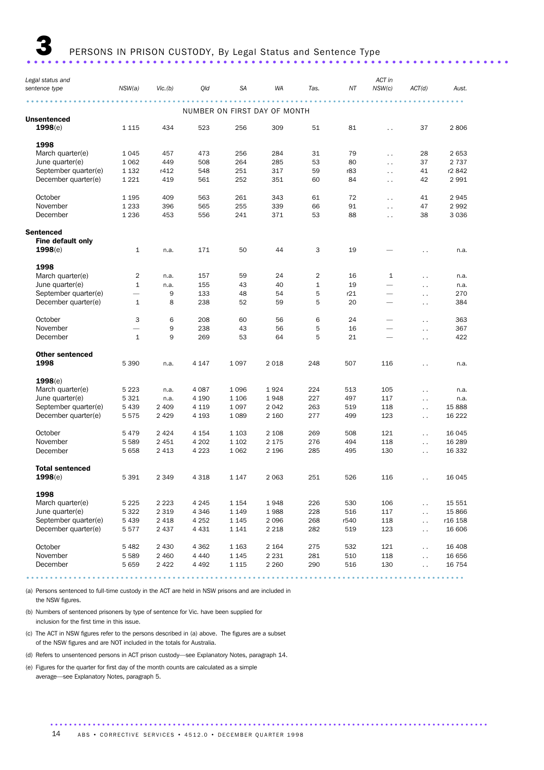# 3 PERSONS IN PRISON CUSTODY, By Legal Status and Sentence Type

| Legal status and sentence type | NSW(a) | Vic.(b) | Qld | SA | WA | Tas. | NT | ACT in NSW(c) | ACT(d) | Aust. |
|---|---|---|---|---|---|---|---|---|---|---|
| | | | | NUMBER ON FIRST DAY OF MONTH | | | | | | |
| **Unsentenced** | | | | | | | | | | |
| **1998**(e) | 1 115 | 434 | 523 | 256 | 309 | 51 | 81 | .. | 37 | 2 806 |
| **1998** | | | | | | | | | | |
| March quarter(e) | 1 045 | 457 | 473 | 256 | 284 | 31 | 79 | .. | 28 | 2 653 |
| June quarter(e) | 1 062 | 449 | 508 | 264 | 285 | 53 | 80 | .. | 37 | 2 737 |
| September quarter(e) | 1 132 | r412 | 548 | 251 | 317 | 59 | r83 | .. | 41 | r2 842 |
| December quarter(e) | 1 221 | 419 | 561 | 252 | 351 | 60 | 84 | .. | 42 | 2 991 |
| October | 1 195 | 409 | 563 | 261 | 343 | 61 | 72 | .. | 41 | 2 945 |
| November | 1 233 | 396 | 565 | 255 | 339 | 66 | 91 | .. | 47 | 2 992 |
| December | 1 236 | 453 | 556 | 241 | 371 | 53 | 88 | .. | 38 | 3 036 |
| **Sentenced** | | | | | | | | | | |
| **Fine default only** | | | | | | | | | | |
| **1998**(e) | 1 | n.a. | 171 | 50 | 44 | 3 | 19 | — | .. | n.a. |
| **1998** | | | | | | | | | | |
| March quarter(e) | 2 | n.a. | 157 | 59 | 24 | 2 | 16 | 1 | .. | n.a. |
| June quarter(e) | 1 | n.a. | 155 | 43 | 40 | 1 | 19 | — | .. | n.a. |
| September quarter(e) | — | 9 | 133 | 48 | 54 | 5 | r21 | — | .. | 270 |
| December quarter(e) | 1 | 8 | 238 | 52 | 59 | 5 | 20 | — | .. | 384 |
| October | 3 | 6 | 208 | 60 | 56 | 6 | 24 | — | .. | 363 |
| November | — | 9 | 238 | 43 | 56 | 5 | 16 | — | .. | 367 |
| December | 1 | 9 | 269 | 53 | 64 | 5 | 21 | — | .. | 422 |
| **Other sentenced** | | | | | | | | | | |
| **1998** | 5 390 | n.a. | 4 147 | 1 097 | 2 018 | 248 | 507 | 116 | .. | n.a. |
| **1998**(e) | | | | | | | | | | |
| March quarter(e) | 5 223 | n.a. | 4 087 | 1 096 | 1 924 | 224 | 513 | 105 | .. | n.a. |
| June quarter(e) | 5 321 | n.a. | 4 190 | 1 106 | 1 948 | 227 | 497 | 117 | .. | n.a. |
| September quarter(e) | 5 439 | 2 409 | 4 119 | 1 097 | 2 042 | 263 | 519 | 118 | .. | 15 888 |
| December quarter(e) | 5 575 | 2 429 | 4 193 | 1 089 | 2 160 | 277 | 499 | 123 | .. | 16 222 |
| October | 5 479 | 2 424 | 4 154 | 1 103 | 2 108 | 269 | 508 | 121 | .. | 16 045 |
| November | 5 589 | 2 451 | 4 202 | 1 102 | 2 175 | 276 | 494 | 118 | .. | 16 289 |
| December | 5 658 | 2 413 | 4 223 | 1 062 | 2 196 | 285 | 495 | 130 | .. | 16 332 |
| **Total sentenced** | | | | | | | | | | |
| **1998**(e) | 5 391 | 2 349 | 4 318 | 1 147 | 2 063 | 251 | 526 | 116 | .. | 16 045 |
| **1998** | | | | | | | | | | |
| March quarter(e) | 5 225 | 2 223 | 4 245 | 1 154 | 1 948 | 226 | 530 | 106 | .. | 15 551 |
| June quarter(e) | 5 322 | 2 319 | 4 346 | 1 149 | 1 988 | 228 | 516 | 117 | .. | 15 866 |
| September quarter(e) | 5 439 | 2 418 | 4 252 | 1 145 | 2 096 | 268 | r540 | 118 | .. | r16 158 |
| December quarter(e) | 5 577 | 2 437 | 4 431 | 1 141 | 2 218 | 282 | 519 | 123 | .. | 16 606 |
| October | 5 482 | 2 430 | 4 362 | 1 163 | 2 164 | 275 | 532 | 121 | .. | 16 408 |
| November | 5 589 | 2 460 | 4 440 | 1 145 | 2 231 | 281 | 510 | 118 | .. | 16 656 |
| December | 5 659 | 2 422 | 4 492 | 1 115 | 2 260 | 290 | 516 | 130 | .. | 16 754 |

(a) Persons sentenced to full-time custody in the ACT are held in NSW prisons and are included in the NSW figures.

(b) Numbers of sentenced prisoners by type of sentence for Vic. have been supplied for inclusion for the first time in this issue.

(c) The ACT in NSW figures refer to the persons described in (a) above. The figures are a subset of the NSW figures and are NOT included in the totals for Australia.

(d) Refers to unsentenced persons in ACT prison custody—see Explanatory Notes, paragraph 14.

(e) Figures for the quarter for first day of the month counts are calculated as a simple average—see Explanatory Notes, paragraph 5.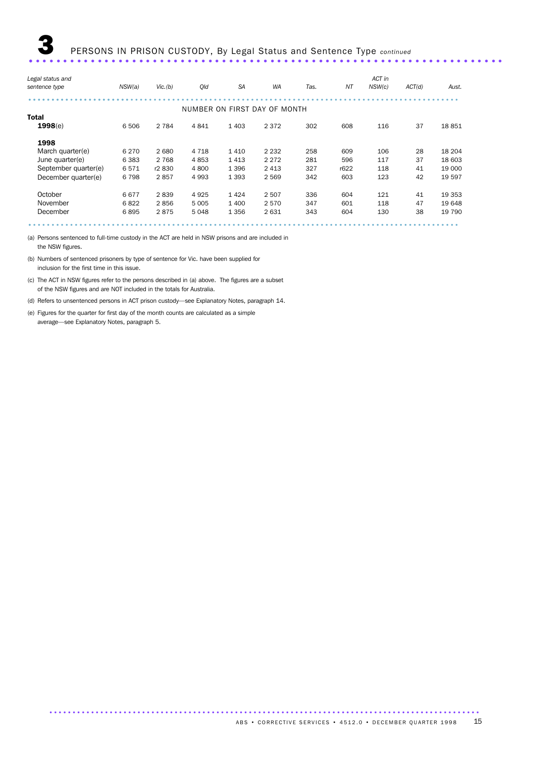# 3 PERSONS IN PRISON CUSTODY, By Legal Status and Sentence Type *continued*

| *Legal status and sentence type* | *NSW(a)* | *Vic.(b)* | *Qld* | *SA* | *WA* | *Tas.* | *NT* | *ACT in NSW(c)* | *ACT(d)* | *Aust.* |
|---|---|---|---|---|---|---|---|---|---|---|
| | | | | NUMBER ON FIRST DAY OF MONTH | | | | | | |
| **Total** | | | | | | | | | | |
| **1998**(e) | 6 506 | 2 784 | 4 841 | 1 403 | 2 372 | 302 | 608 | 116 | 37 | 18 851 |
| **1998** | | | | | | | | | | |
| March quarter(e) | 6 270 | 2 680 | 4 718 | 1 410 | 2 232 | 258 | 609 | 106 | 28 | 18 204 |
| June quarter(e) | 6 383 | 2 768 | 4 853 | 1 413 | 2 272 | 281 | 596 | 117 | 37 | 18 603 |
| September quarter(e) | 6 571 | r2 830 | 4 800 | 1 396 | 2 413 | 327 | r622 | 118 | 41 | 19 000 |
| December quarter(e) | 6 798 | 2 857 | 4 993 | 1 393 | 2 569 | 342 | 603 | 123 | 42 | 19 597 |
| October | 6 677 | 2 839 | 4 925 | 1 424 | 2 507 | 336 | 604 | 121 | 41 | 19 353 |
| November | 6 822 | 2 856 | 5 005 | 1 400 | 2 570 | 347 | 601 | 118 | 47 | 19 648 |
| December | 6 895 | 2 875 | 5 048 | 1 356 | 2 631 | 343 | 604 | 130 | 38 | 19 790 |

(a) Persons sentenced to full-time custody in the ACT are held in NSW prisons and are included in the NSW figures.

(b) Numbers of sentenced prisoners by type of sentence for Vic. have been supplied for inclusion for the first time in this issue.

(c) The ACT in NSW figures refer to the persons described in (a) above. The figures are a subset of the NSW figures and are NOT included in the totals for Australia.

(d) Refers to unsentenced persons in ACT prison custody—see Explanatory Notes, paragraph 14.

(e) Figures for the quarter for first day of the month counts are calculated as a simple average—see Explanatory Notes, paragraph 5.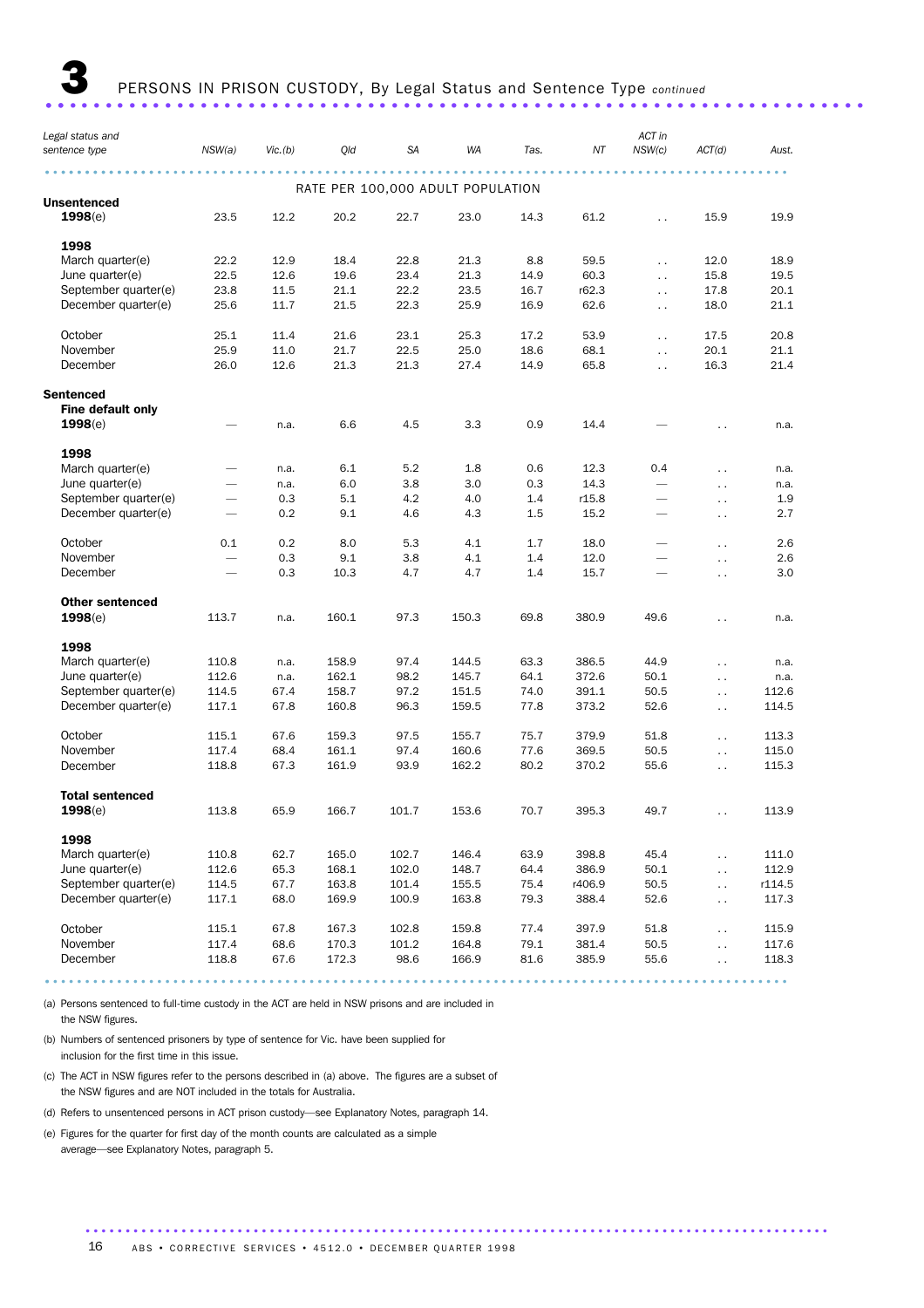# 3 PERSONS IN PRISON CUSTODY, By Legal Status and Sentence Type *continued*

| Legal status and sentence type | NSW(a) | Vic.(b) | Qld | SA | WA | Tas. | NT | ACT in NSW(c) | ACT(d) | Aust. |
|---|---|---|---|---|---|---|---|---|---|---|
| | | | | RATE PER 100,000 ADULT POPULATION | | | | | | |
| **Unsentenced** | | | | | | | | | | |
| **1998**(e) | 23.5 | 12.2 | 20.2 | 22.7 | 23.0 | 14.3 | 61.2 | . . | 15.9 | 19.9 |
| **1998** | | | | | | | | | | |
| March quarter(e) | 22.2 | 12.9 | 18.4 | 22.8 | 21.3 | 8.8 | 59.5 | . . | 12.0 | 18.9 |
| June quarter(e) | 22.5 | 12.6 | 19.6 | 23.4 | 21.3 | 14.9 | 60.3 | . . | 15.8 | 19.5 |
| September quarter(e) | 23.8 | 11.5 | 21.1 | 22.2 | 23.5 | 16.7 | r62.3 | . . | 17.8 | 20.1 |
| December quarter(e) | 25.6 | 11.7 | 21.5 | 22.3 | 25.9 | 16.9 | 62.6 | . . | 18.0 | 21.1 |
| October | 25.1 | 11.4 | 21.6 | 23.1 | 25.3 | 17.2 | 53.9 | . . | 17.5 | 20.8 |
| November | 25.9 | 11.0 | 21.7 | 22.5 | 25.0 | 18.6 | 68.1 | . . | 20.1 | 21.1 |
| December | 26.0 | 12.6 | 21.3 | 21.3 | 27.4 | 14.9 | 65.8 | . . | 16.3 | 21.4 |
| **Sentenced** | | | | | | | | | | |
| **Fine default only** | | | | | | | | | | |
| **1998**(e) | — | n.a. | 6.6 | 4.5 | 3.3 | 0.9 | 14.4 | — | . . | n.a. |
| **1998** | | | | | | | | | | |
| March quarter(e) | — | n.a. | 6.1 | 5.2 | 1.8 | 0.6 | 12.3 | 0.4 | . . | n.a. |
| June quarter(e) | — | n.a. | 6.0 | 3.8 | 3.0 | 0.3 | 14.3 | — | . . | n.a. |
| September quarter(e) | — | 0.3 | 5.1 | 4.2 | 4.0 | 1.4 | r15.8 | — | . . | 1.9 |
| December quarter(e) | — | 0.2 | 9.1 | 4.6 | 4.3 | 1.5 | 15.2 | — | . . | 2.7 |
| October | 0.1 | 0.2 | 8.0 | 5.3 | 4.1 | 1.7 | 18.0 | — | . . | 2.6 |
| November | — | 0.3 | 9.1 | 3.8 | 4.1 | 1.4 | 12.0 | — | . . | 2.6 |
| December | — | 0.3 | 10.3 | 4.7 | 4.7 | 1.4 | 15.7 | — | . . | 3.0 |
| **Other sentenced** | | | | | | | | | | |
| **1998**(e) | 113.7 | n.a. | 160.1 | 97.3 | 150.3 | 69.8 | 380.9 | 49.6 | . . | n.a. |
| **1998** | | | | | | | | | | |
| March quarter(e) | 110.8 | n.a. | 158.9 | 97.4 | 144.5 | 63.3 | 386.5 | 44.9 | . . | n.a. |
| June quarter(e) | 112.6 | n.a. | 162.1 | 98.2 | 145.7 | 64.1 | 372.6 | 50.1 | . . | n.a. |
| September quarter(e) | 114.5 | 67.4 | 158.7 | 97.2 | 151.5 | 74.0 | 391.1 | 50.5 | . . | 112.6 |
| December quarter(e) | 117.1 | 67.8 | 160.8 | 96.3 | 159.5 | 77.8 | 373.2 | 52.6 | . . | 114.5 |
| October | 115.1 | 67.6 | 159.3 | 97.5 | 155.7 | 75.7 | 379.9 | 51.8 | . . | 113.3 |
| November | 117.4 | 68.4 | 161.1 | 97.4 | 160.6 | 77.6 | 369.5 | 50.5 | . . | 115.0 |
| December | 118.8 | 67.3 | 161.9 | 93.9 | 162.2 | 80.2 | 370.2 | 55.6 | . . | 115.3 |
| **Total sentenced** | | | | | | | | | | |
| **1998**(e) | 113.8 | 65.9 | 166.7 | 101.7 | 153.6 | 70.7 | 395.3 | 49.7 | . . | 113.9 |
| **1998** | | | | | | | | | | |
| March quarter(e) | 110.8 | 62.7 | 165.0 | 102.7 | 146.4 | 63.9 | 398.8 | 45.4 | . . | 111.0 |
| June quarter(e) | 112.6 | 65.3 | 168.1 | 102.0 | 148.7 | 64.4 | 386.9 | 50.1 | . . | 112.9 |
| September quarter(e) | 114.5 | 67.7 | 163.8 | 101.4 | 155.5 | 75.4 | r406.9 | 50.5 | . . | r114.5 |
| December quarter(e) | 117.1 | 68.0 | 169.9 | 100.9 | 163.8 | 79.3 | 388.4 | 52.6 | . . | 117.3 |
| October | 115.1 | 67.8 | 167.3 | 102.8 | 159.8 | 77.4 | 397.9 | 51.8 | . . | 115.9 |
| November | 117.4 | 68.6 | 170.3 | 101.2 | 164.8 | 79.1 | 381.4 | 50.5 | . . | 117.6 |
| December | 118.8 | 67.6 | 172.3 | 98.6 | 166.9 | 81.6 | 385.9 | 55.6 | . . | 118.3 |

(a) Persons sentenced to full-time custody in the ACT are held in NSW prisons and are included in the NSW figures.

(b) Numbers of sentenced prisoners by type of sentence for Vic. have been supplied for inclusion for the first time in this issue.

(c) The ACT in NSW figures refer to the persons described in (a) above. The figures are a subset of the NSW figures and are NOT included in the totals for Australia.

(d) Refers to unsentenced persons in ACT prison custody—see Explanatory Notes, paragraph 14.

(e) Figures for the quarter for first day of the month counts are calculated as a simple average—see Explanatory Notes, paragraph 5.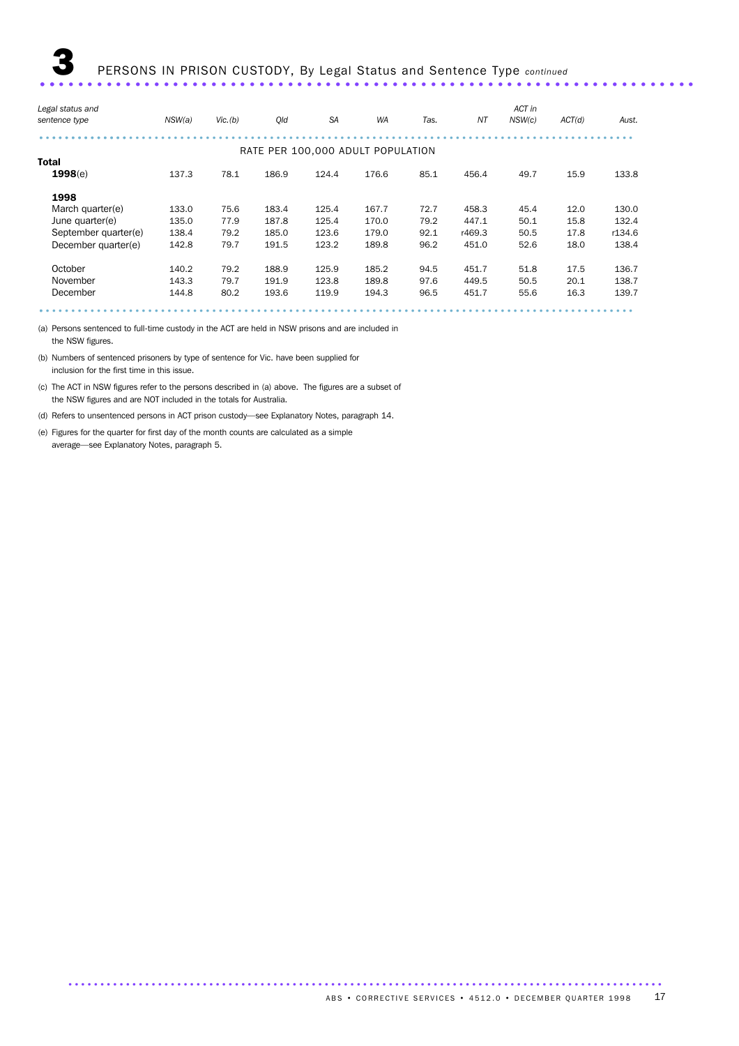# 3 PERSONS IN PRISON CUSTODY, By Legal Status and Sentence Type *continued*

| *Legal status and sentence type* | *NSW(a)* | *Vic.(b)* | *Qld* | *SA* | *WA* | *Tas.* | *NT* | *ACT in NSW(c)* | *ACT(d)* | *Aust.* |
|---|---|---|---|---|---|---|---|---|---|---|
| RATE PER 100,000 ADULT POPULATION | | | | | | | | | | |
| **Total** | | | | | | | | | | |
| **1998**(e) | 137.3 | 78.1 | 186.9 | 124.4 | 176.6 | 85.1 | 456.4 | 49.7 | 15.9 | 133.8 |
| **1998** | | | | | | | | | | |
| March quarter(e) | 133.0 | 75.6 | 183.4 | 125.4 | 167.7 | 72.7 | 458.3 | 45.4 | 12.0 | 130.0 |
| June quarter(e) | 135.0 | 77.9 | 187.8 | 125.4 | 170.0 | 79.2 | 447.1 | 50.1 | 15.8 | 132.4 |
| September quarter(e) | 138.4 | 79.2 | 185.0 | 123.6 | 179.0 | 92.1 | r469.3 | 50.5 | 17.8 | r134.6 |
| December quarter(e) | 142.8 | 79.7 | 191.5 | 123.2 | 189.8 | 96.2 | 451.0 | 52.6 | 18.0 | 138.4 |
| October | 140.2 | 79.2 | 188.9 | 125.9 | 185.2 | 94.5 | 451.7 | 51.8 | 17.5 | 136.7 |
| November | 143.3 | 79.7 | 191.9 | 123.8 | 189.8 | 97.6 | 449.5 | 50.5 | 20.1 | 138.7 |
| December | 144.8 | 80.2 | 193.6 | 119.9 | 194.3 | 96.5 | 451.7 | 55.6 | 16.3 | 139.7 |

(a) Persons sentenced to full-time custody in the ACT are held in NSW prisons and are included in the NSW figures.

(b) Numbers of sentenced prisoners by type of sentence for Vic. have been supplied for inclusion for the first time in this issue.

(c) The ACT in NSW figures refer to the persons described in (a) above. The figures are a subset of the NSW figures and are NOT included in the totals for Australia.

(d) Refers to unsentenced persons in ACT prison custody—see Explanatory Notes, paragraph 14.

(e) Figures for the quarter for first day of the month counts are calculated as a simple average—see Explanatory Notes, paragraph 5.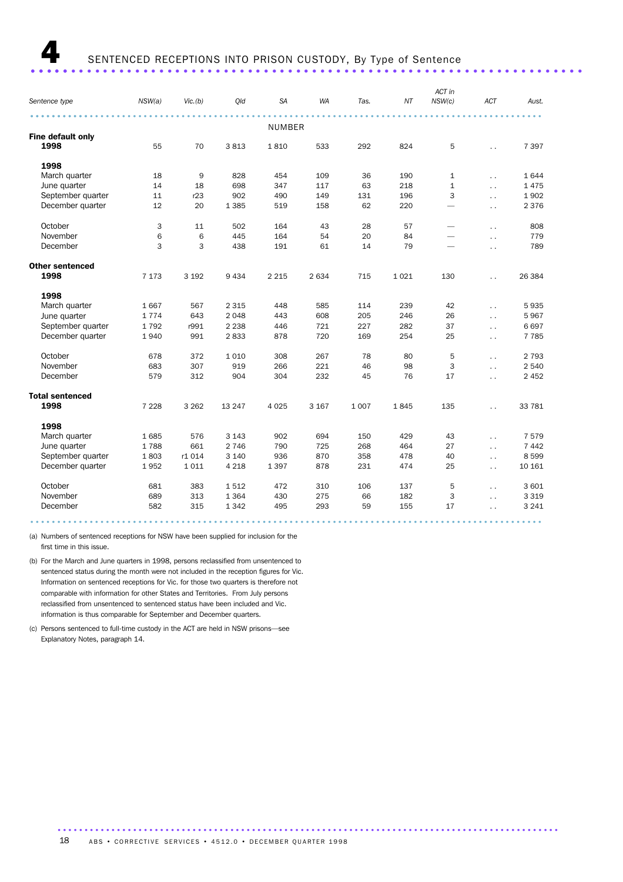# 4 SENTENCED RECEPTIONS INTO PRISON CUSTODY, By Type of Sentence

| Sentence type | NSW(a) | Vic.(b) | Qld | SA | WA | Tas. | NT | ACT in NSW(c) | ACT | Aust. |
|---|---|---|---|---|---|---|---|---|---|---|
| | | | | NUMBER | | | | | | |
| **Fine default only** | | | | | | | | | | |
| **1998** | 55 | 70 | 3 813 | 1 810 | 533 | 292 | 824 | 5 | . . | 7 397 |
| **1998** | | | | | | | | | | |
| March quarter | 18 | 9 | 828 | 454 | 109 | 36 | 190 | 1 | . . | 1 644 |
| June quarter | 14 | 18 | 698 | 347 | 117 | 63 | 218 | 1 | . . | 1 475 |
| September quarter | 11 | r23 | 902 | 490 | 149 | 131 | 196 | 3 | . . | 1 902 |
| December quarter | 12 | 20 | 1 385 | 519 | 158 | 62 | 220 | — | . . | 2 376 |
| October | 3 | 11 | 502 | 164 | 43 | 28 | 57 | — | . . | 808 |
| November | 6 | 6 | 445 | 164 | 54 | 20 | 84 | — | . . | 779 |
| December | 3 | 3 | 438 | 191 | 61 | 14 | 79 | — | . . | 789 |
| **Other sentenced** | | | | | | | | | | |
| **1998** | 7 173 | 3 192 | 9 434 | 2 215 | 2 634 | 715 | 1 021 | 130 | . . | 26 384 |
| **1998** | | | | | | | | | | |
| March quarter | 1 667 | 567 | 2 315 | 448 | 585 | 114 | 239 | 42 | . . | 5 935 |
| June quarter | 1 774 | 643 | 2 048 | 443 | 608 | 205 | 246 | 26 | . . | 5 967 |
| September quarter | 1 792 | r991 | 2 238 | 446 | 721 | 227 | 282 | 37 | . . | 6 697 |
| December quarter | 1 940 | 991 | 2 833 | 878 | 720 | 169 | 254 | 25 | . . | 7 785 |
| October | 678 | 372 | 1 010 | 308 | 267 | 78 | 80 | 5 | . . | 2 793 |
| November | 683 | 307 | 919 | 266 | 221 | 46 | 98 | 3 | . . | 2 540 |
| December | 579 | 312 | 904 | 304 | 232 | 45 | 76 | 17 | . . | 2 452 |
| **Total sentenced** | | | | | | | | | | |
| **1998** | 7 228 | 3 262 | 13 247 | 4 025 | 3 167 | 1 007 | 1 845 | 135 | . . | 33 781 |
| **1998** | | | | | | | | | | |
| March quarter | 1 685 | 576 | 3 143 | 902 | 694 | 150 | 429 | 43 | . . | 7 579 |
| June quarter | 1 788 | 661 | 2 746 | 790 | 725 | 268 | 464 | 27 | . . | 7 442 |
| September quarter | 1 803 | r1 014 | 3 140 | 936 | 870 | 358 | 478 | 40 | . . | 8 599 |
| December quarter | 1 952 | 1 011 | 4 218 | 1 397 | 878 | 231 | 474 | 25 | . . | 10 161 |
| October | 681 | 383 | 1 512 | 472 | 310 | 106 | 137 | 5 | . . | 3 601 |
| November | 689 | 313 | 1 364 | 430 | 275 | 66 | 182 | 3 | . . | 3 319 |
| December | 582 | 315 | 1 342 | 495 | 293 | 59 | 155 | 17 | . . | 3 241 |

(a) Numbers of sentenced receptions for NSW have been supplied for inclusion for the first time in this issue.

(b) For the March and June quarters in 1998, persons reclassified from unsentenced to sentenced status during the month were not included in the reception figures for Vic. Information on sentenced receptions for Vic. for those two quarters is therefore not comparable with information for other States and Territories. From July persons reclassified from unsentenced to sentenced status have been included and Vic. information is thus comparable for September and December quarters.

(c) Persons sentenced to full-time custody in the ACT are held in NSW prisons—see Explanatory Notes, paragraph 14.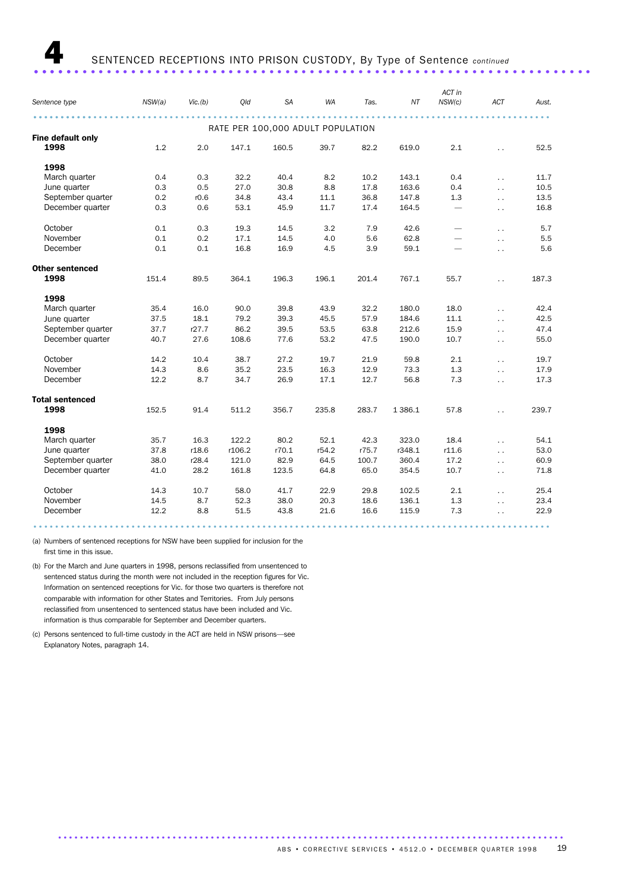# 4 SENTENCED RECEPTIONS INTO PRISON CUSTODY, By Type of Sentence *continued*

| Sentence type | NSW(a) | Vic.(b) | Qld | SA | WA | Tas. | NT | ACT in NSW(c) | ACT | Aust. |
|---|---|---|---|---|---|---|---|---|---|---|
| | | | | RATE PER 100,000 ADULT POPULATION | | | | | | |
| **Fine default only** | | | | | | | | | | |
| **1998** | 1.2 | 2.0 | 147.1 | 160.5 | 39.7 | 82.2 | 619.0 | 2.1 | . . | 52.5 |
| **1998** | | | | | | | | | | |
| March quarter | 0.4 | 0.3 | 32.2 | 40.4 | 8.2 | 10.2 | 143.1 | 0.4 | . . | 11.7 |
| June quarter | 0.3 | 0.5 | 27.0 | 30.8 | 8.8 | 17.8 | 163.6 | 0.4 | . . | 10.5 |
| September quarter | 0.2 | r0.6 | 34.8 | 43.4 | 11.1 | 36.8 | 147.8 | 1.3 | . . | 13.5 |
| December quarter | 0.3 | 0.6 | 53.1 | 45.9 | 11.7 | 17.4 | 164.5 | — | . . | 16.8 |
| October | 0.1 | 0.3 | 19.3 | 14.5 | 3.2 | 7.9 | 42.6 | — | . . | 5.7 |
| November | 0.1 | 0.2 | 17.1 | 14.5 | 4.0 | 5.6 | 62.8 | — | . . | 5.5 |
| December | 0.1 | 0.1 | 16.8 | 16.9 | 4.5 | 3.9 | 59.1 | — | . . | 5.6 |
| **Other sentenced** | | | | | | | | | | |
| **1998** | 151.4 | 89.5 | 364.1 | 196.3 | 196.1 | 201.4 | 767.1 | 55.7 | . . | 187.3 |
| **1998** | | | | | | | | | | |
| March quarter | 35.4 | 16.0 | 90.0 | 39.8 | 43.9 | 32.2 | 180.0 | 18.0 | . . | 42.4 |
| June quarter | 37.5 | 18.1 | 79.2 | 39.3 | 45.5 | 57.9 | 184.6 | 11.1 | . . | 42.5 |
| September quarter | 37.7 | r27.7 | 86.2 | 39.5 | 53.5 | 63.8 | 212.6 | 15.9 | . . | 47.4 |
| December quarter | 40.7 | 27.6 | 108.6 | 77.6 | 53.2 | 47.5 | 190.0 | 10.7 | . . | 55.0 |
| October | 14.2 | 10.4 | 38.7 | 27.2 | 19.7 | 21.9 | 59.8 | 2.1 | . . | 19.7 |
| November | 14.3 | 8.6 | 35.2 | 23.5 | 16.3 | 12.9 | 73.3 | 1.3 | . . | 17.9 |
| December | 12.2 | 8.7 | 34.7 | 26.9 | 17.1 | 12.7 | 56.8 | 7.3 | . . | 17.3 |
| **Total sentenced** | | | | | | | | | | |
| **1998** | 152.5 | 91.4 | 511.2 | 356.7 | 235.8 | 283.7 | 1 386.1 | 57.8 | . . | 239.7 |
| **1998** | | | | | | | | | | |
| March quarter | 35.7 | 16.3 | 122.2 | 80.2 | 52.1 | 42.3 | 323.0 | 18.4 | . . | 54.1 |
| June quarter | 37.8 | r18.6 | r106.2 | r70.1 | r54.2 | r75.7 | r348.1 | r11.6 | . . | 53.0 |
| September quarter | 38.0 | r28.4 | 121.0 | 82.9 | 64.5 | 100.7 | 360.4 | 17.2 | . . | 60.9 |
| December quarter | 41.0 | 28.2 | 161.8 | 123.5 | 64.8 | 65.0 | 354.5 | 10.7 | . . | 71.8 |
| October | 14.3 | 10.7 | 58.0 | 41.7 | 22.9 | 29.8 | 102.5 | 2.1 | . . | 25.4 |
| November | 14.5 | 8.7 | 52.3 | 38.0 | 20.3 | 18.6 | 136.1 | 1.3 | . . | 23.4 |
| December | 12.2 | 8.8 | 51.5 | 43.8 | 21.6 | 16.6 | 115.9 | 7.3 | . . | 22.9 |

(a) Numbers of sentenced receptions for NSW have been supplied for inclusion for the first time in this issue.

(b) For the March and June quarters in 1998, persons reclassified from unsentenced to sentenced status during the month were not included in the reception figures for Vic. Information on sentenced receptions for Vic. for those two quarters is therefore not comparable with information for other States and Territories. From July persons reclassified from unsentenced to sentenced status have been included and Vic. information is thus comparable for September and December quarters.

(c) Persons sentenced to full-time custody in the ACT are held in NSW prisons—see Explanatory Notes, paragraph 14.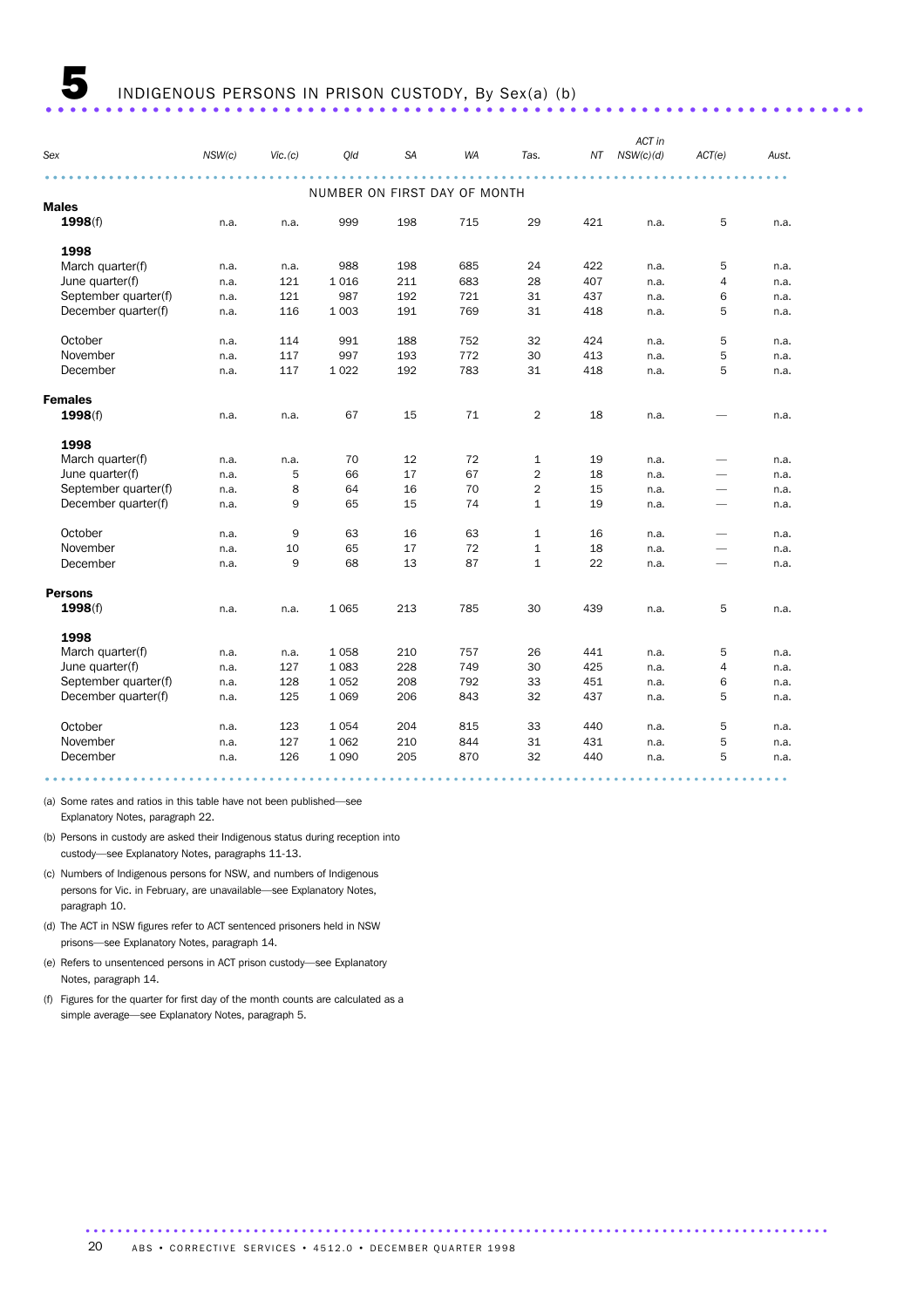# 5 INDIGENOUS PERSONS IN PRISON CUSTODY, By Sex(a) (b)

| Sex | NSW(c) | Vic.(c) | Qld | SA | WA | Tas. | NT | ACT in NSW(c)(d) | ACT(e) | Aust. |
|---|---|---|---|---|---|---|---|---|---|---|
| | | | | NUMBER ON FIRST DAY OF MONTH | | | | | | |
| **Males** | | | | | | | | | | |
| **1998**(f) | n.a. | n.a. | 999 | 198 | 715 | 29 | 421 | n.a. | 5 | n.a. |
| **1998** | | | | | | | | | | |
| March quarter(f) | n.a. | n.a. | 988 | 198 | 685 | 24 | 422 | n.a. | 5 | n.a. |
| June quarter(f) | n.a. | 121 | 1 016 | 211 | 683 | 28 | 407 | n.a. | 4 | n.a. |
| September quarter(f) | n.a. | 121 | 987 | 192 | 721 | 31 | 437 | n.a. | 6 | n.a. |
| December quarter(f) | n.a. | 116 | 1 003 | 191 | 769 | 31 | 418 | n.a. | 5 | n.a. |
| October | n.a. | 114 | 991 | 188 | 752 | 32 | 424 | n.a. | 5 | n.a. |
| November | n.a. | 117 | 997 | 193 | 772 | 30 | 413 | n.a. | 5 | n.a. |
| December | n.a. | 117 | 1 022 | 192 | 783 | 31 | 418 | n.a. | 5 | n.a. |
| **Females** | | | | | | | | | | |
| **1998**(f) | n.a. | n.a. | 67 | 15 | 71 | 2 | 18 | n.a. | — | n.a. |
| **1998** | | | | | | | | | | |
| March quarter(f) | n.a. | n.a. | 70 | 12 | 72 | 1 | 19 | n.a. | — | n.a. |
| June quarter(f) | n.a. | 5 | 66 | 17 | 67 | 2 | 18 | n.a. | — | n.a. |
| September quarter(f) | n.a. | 8 | 64 | 16 | 70 | 2 | 15 | n.a. | — | n.a. |
| December quarter(f) | n.a. | 9 | 65 | 15 | 74 | 1 | 19 | n.a. | — | n.a. |
| October | n.a. | 9 | 63 | 16 | 63 | 1 | 16 | n.a. | — | n.a. |
| November | n.a. | 10 | 65 | 17 | 72 | 1 | 18 | n.a. | — | n.a. |
| December | n.a. | 9 | 68 | 13 | 87 | 1 | 22 | n.a. | — | n.a. |
| **Persons** | | | | | | | | | | |
| **1998**(f) | n.a. | n.a. | 1 065 | 213 | 785 | 30 | 439 | n.a. | 5 | n.a. |
| **1998** | | | | | | | | | | |
| March quarter(f) | n.a. | n.a. | 1 058 | 210 | 757 | 26 | 441 | n.a. | 5 | n.a. |
| June quarter(f) | n.a. | 127 | 1 083 | 228 | 749 | 30 | 425 | n.a. | 4 | n.a. |
| September quarter(f) | n.a. | 128 | 1 052 | 208 | 792 | 33 | 451 | n.a. | 6 | n.a. |
| December quarter(f) | n.a. | 125 | 1 069 | 206 | 843 | 32 | 437 | n.a. | 5 | n.a. |
| October | n.a. | 123 | 1 054 | 204 | 815 | 33 | 440 | n.a. | 5 | n.a. |
| November | n.a. | 127 | 1 062 | 210 | 844 | 31 | 431 | n.a. | 5 | n.a. |
| December | n.a. | 126 | 1 090 | 205 | 870 | 32 | 440 | n.a. | 5 | n.a. |

(a) Some rates and ratios in this table have not been published—see Explanatory Notes, paragraph 22.

(b) Persons in custody are asked their Indigenous status during reception into custody—see Explanatory Notes, paragraphs 11-13.

(c) Numbers of Indigenous persons for NSW, and numbers of Indigenous persons for Vic. in February, are unavailable—see Explanatory Notes, paragraph 10.

(d) The ACT in NSW figures refer to ACT sentenced prisoners held in NSW prisons—see Explanatory Notes, paragraph 14.

(e) Refers to unsentenced persons in ACT prison custody—see Explanatory Notes, paragraph 14.

(f) Figures for the quarter for first day of the month counts are calculated as a simple average—see Explanatory Notes, paragraph 5.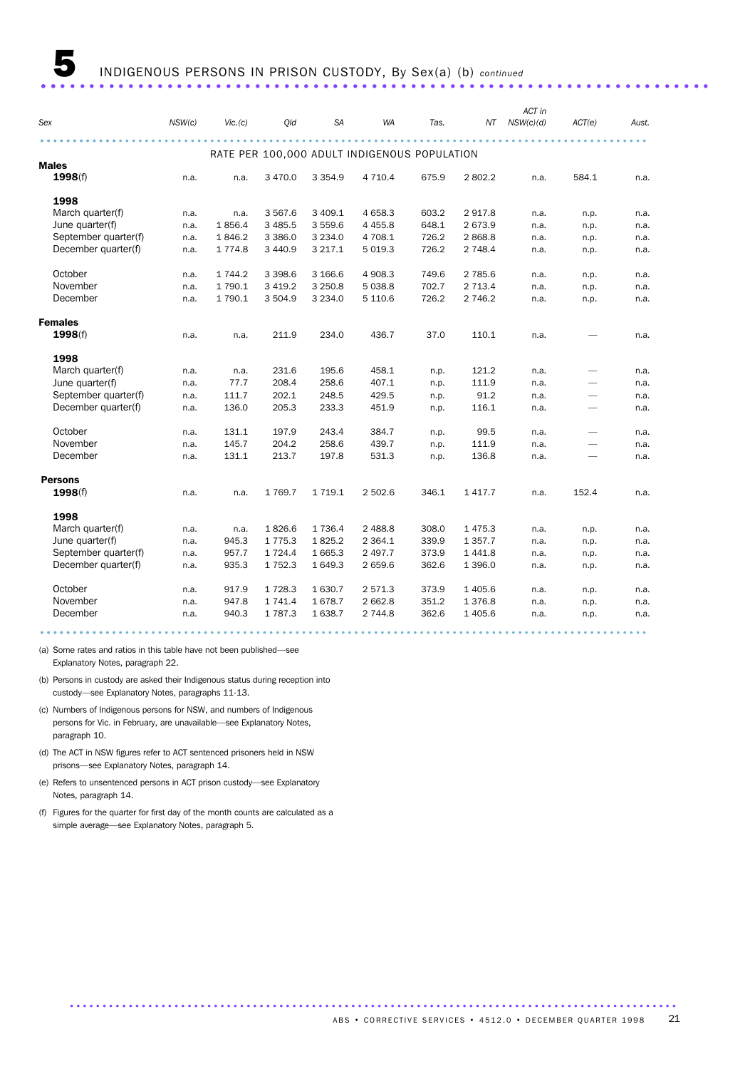# 5 INDIGENOUS PERSONS IN PRISON CUSTODY, By Sex(a) (b) *continued*

| Sex | NSW(c) | Vic.(c) | Qld | SA | WA | Tas. | NT | ACT in NSW(c)(d) | ACT(e) | Aust. |
|---|---|---|---|---|---|---|---|---|---|---|
| | | | | RATE PER 100,000 ADULT INDIGENOUS POPULATION | | | | | | |
| **Males** | | | | | | | | | | |
| **1998**(f) | n.a. | n.a. | 3 470.0 | 3 354.9 | 4 710.4 | 675.9 | 2 802.2 | n.a. | 584.1 | n.a. |
| **1998** | | | | | | | | | | |
| March quarter(f) | n.a. | n.a. | 3 567.6 | 3 409.1 | 4 658.3 | 603.2 | 2 917.8 | n.a. | n.p. | n.a. |
| June quarter(f) | n.a. | 1 856.4 | 3 485.5 | 3 559.6 | 4 455.8 | 648.1 | 2 673.9 | n.a. | n.p. | n.a. |
| September quarter(f) | n.a. | 1 846.2 | 3 386.0 | 3 234.0 | 4 708.1 | 726.2 | 2 868.8 | n.a. | n.p. | n.a. |
| December quarter(f) | n.a. | 1 774.8 | 3 440.9 | 3 217.1 | 5 019.3 | 726.2 | 2 748.4 | n.a. | n.p. | n.a. |
| October | n.a. | 1 744.2 | 3 398.6 | 3 166.6 | 4 908.3 | 749.6 | 2 785.6 | n.a. | n.p. | n.a. |
| November | n.a. | 1 790.1 | 3 419.2 | 3 250.8 | 5 038.8 | 702.7 | 2 713.4 | n.a. | n.p. | n.a. |
| December | n.a. | 1 790.1 | 3 504.9 | 3 234.0 | 5 110.6 | 726.2 | 2 746.2 | n.a. | n.p. | n.a. |
| **Females** | | | | | | | | | | |
| **1998**(f) | n.a. | n.a. | 211.9 | 234.0 | 436.7 | 37.0 | 110.1 | n.a. | — | n.a. |
| **1998** | | | | | | | | | | |
| March quarter(f) | n.a. | n.a. | 231.6 | 195.6 | 458.1 | n.p. | 121.2 | n.a. | — | n.a. |
| June quarter(f) | n.a. | 77.7 | 208.4 | 258.6 | 407.1 | n.p. | 111.9 | n.a. | — | n.a. |
| September quarter(f) | n.a. | 111.7 | 202.1 | 248.5 | 429.5 | n.p. | 91.2 | n.a. | — | n.a. |
| December quarter(f) | n.a. | 136.0 | 205.3 | 233.3 | 451.9 | n.p. | 116.1 | n.a. | — | n.a. |
| October | n.a. | 131.1 | 197.9 | 243.4 | 384.7 | n.p. | 99.5 | n.a. | — | n.a. |
| November | n.a. | 145.7 | 204.2 | 258.6 | 439.7 | n.p. | 111.9 | n.a. | — | n.a. |
| December | n.a. | 131.1 | 213.7 | 197.8 | 531.3 | n.p. | 136.8 | n.a. | — | n.a. |
| **Persons** | | | | | | | | | | |
| **1998**(f) | n.a. | n.a. | 1 769.7 | 1 719.1 | 2 502.6 | 346.1 | 1 417.7 | n.a. | 152.4 | n.a. |
| **1998** | | | | | | | | | | |
| March quarter(f) | n.a. | n.a. | 1 826.6 | 1 736.4 | 2 488.8 | 308.0 | 1 475.3 | n.a. | n.p. | n.a. |
| June quarter(f) | n.a. | 945.3 | 1 775.3 | 1 825.2 | 2 364.1 | 339.9 | 1 357.7 | n.a. | n.p. | n.a. |
| September quarter(f) | n.a. | 957.7 | 1 724.4 | 1 665.3 | 2 497.7 | 373.9 | 1 441.8 | n.a. | n.p. | n.a. |
| December quarter(f) | n.a. | 935.3 | 1 752.3 | 1 649.3 | 2 659.6 | 362.6 | 1 396.0 | n.a. | n.p. | n.a. |
| October | n.a. | 917.9 | 1 728.3 | 1 630.7 | 2 571.3 | 373.9 | 1 405.6 | n.a. | n.p. | n.a. |
| November | n.a. | 947.8 | 1 741.4 | 1 678.7 | 2 662.8 | 351.2 | 1 376.8 | n.a. | n.p. | n.a. |
| December | n.a. | 940.3 | 1 787.3 | 1 638.7 | 2 744.8 | 362.6 | 1 405.6 | n.a. | n.p. | n.a. |

(a) Some rates and ratios in this table have not been published—see Explanatory Notes, paragraph 22.

(b) Persons in custody are asked their Indigenous status during reception into custody—see Explanatory Notes, paragraphs 11-13.

(c) Numbers of Indigenous persons for NSW, and numbers of Indigenous persons for Vic. in February, are unavailable—see Explanatory Notes, paragraph 10.

(d) The ACT in NSW figures refer to ACT sentenced prisoners held in NSW prisons—see Explanatory Notes, paragraph 14.

(e) Refers to unsentenced persons in ACT prison custody—see Explanatory Notes, paragraph 14.

(f) Figures for the quarter for first day of the month counts are calculated as a simple average—see Explanatory Notes, paragraph 5.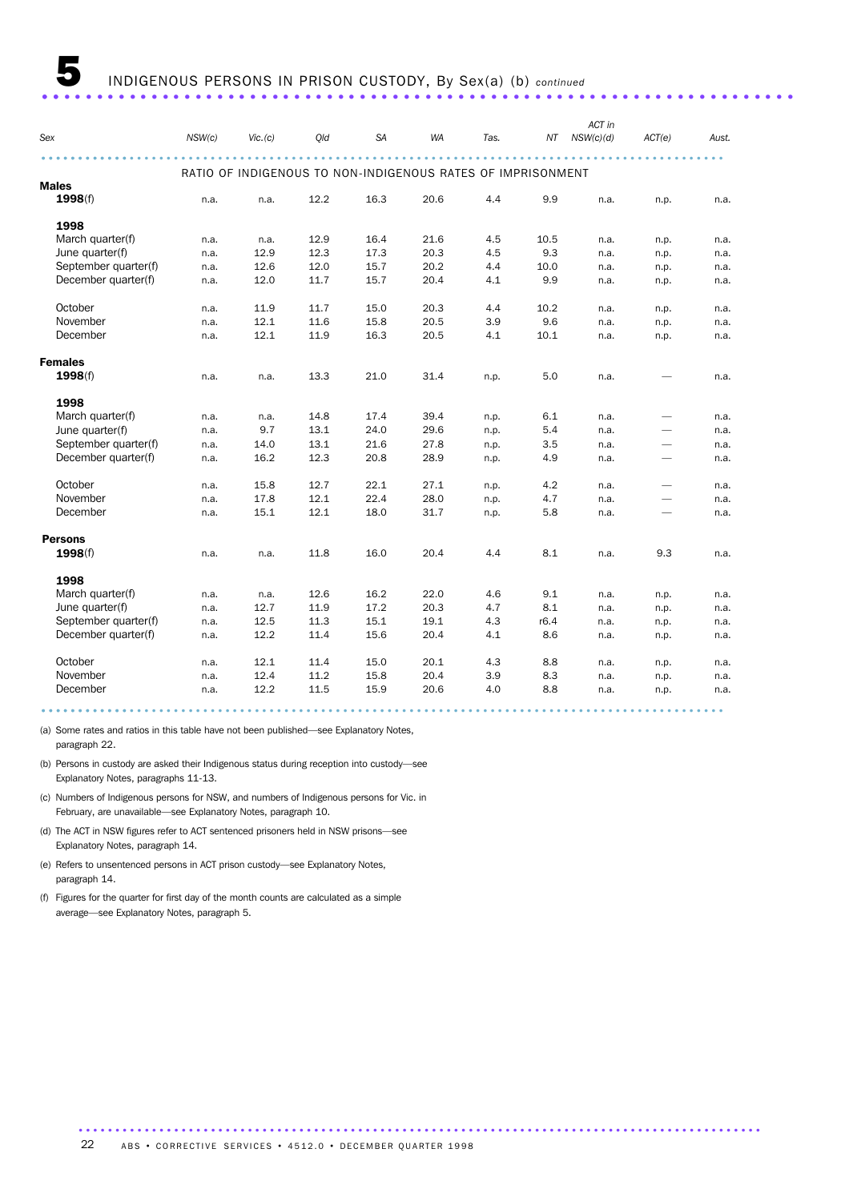# 5 INDIGENOUS PERSONS IN PRISON CUSTODY, By Sex(a) (b) *continued*

| Sex | NSW(c) | Vic.(c) | Qld | SA | WA | Tas. | NT | ACT in NSW(c)(d) | ACT(e) | Aust. |
|---|---|---|---|---|---|---|---|---|---|---|
| | | | | | | | | | | |
| **RATIO OF INDIGENOUS TO NON-INDIGENOUS RATES OF IMPRISONMENT** | | | | | | | | | | |
| **Males** | | | | | | | | | | |
| **1998**(f) | n.a. | n.a. | 12.2 | 16.3 | 20.6 | 4.4 | 9.9 | n.a. | n.p. | n.a. |
| **1998** | | | | | | | | | | |
| March quarter(f) | n.a. | n.a. | 12.9 | 16.4 | 21.6 | 4.5 | 10.5 | n.a. | n.p. | n.a. |
| June quarter(f) | n.a. | 12.9 | 12.3 | 17.3 | 20.3 | 4.5 | 9.3 | n.a. | n.p. | n.a. |
| September quarter(f) | n.a. | 12.6 | 12.0 | 15.7 | 20.2 | 4.4 | 10.0 | n.a. | n.p. | n.a. |
| December quarter(f) | n.a. | 12.0 | 11.7 | 15.7 | 20.4 | 4.1 | 9.9 | n.a. | n.p. | n.a. |
| October | n.a. | 11.9 | 11.7 | 15.0 | 20.3 | 4.4 | 10.2 | n.a. | n.p. | n.a. |
| November | n.a. | 12.1 | 11.6 | 15.8 | 20.5 | 3.9 | 9.6 | n.a. | n.p. | n.a. |
| December | n.a. | 12.1 | 11.9 | 16.3 | 20.5 | 4.1 | 10.1 | n.a. | n.p. | n.a. |
| **Females** | | | | | | | | | | |
| **1998**(f) | n.a. | n.a. | 13.3 | 21.0 | 31.4 | n.p. | 5.0 | n.a. | — | n.a. |
| **1998** | | | | | | | | | | |
| March quarter(f) | n.a. | n.a. | 14.8 | 17.4 | 39.4 | n.p. | 6.1 | n.a. | — | n.a. |
| June quarter(f) | n.a. | 9.7 | 13.1 | 24.0 | 29.6 | n.p. | 5.4 | n.a. | — | n.a. |
| September quarter(f) | n.a. | 14.0 | 13.1 | 21.6 | 27.8 | n.p. | 3.5 | n.a. | — | n.a. |
| December quarter(f) | n.a. | 16.2 | 12.3 | 20.8 | 28.9 | n.p. | 4.9 | n.a. | — | n.a. |
| October | n.a. | 15.8 | 12.7 | 22.1 | 27.1 | n.p. | 4.2 | n.a. | — | n.a. |
| November | n.a. | 17.8 | 12.1 | 22.4 | 28.0 | n.p. | 4.7 | n.a. | — | n.a. |
| December | n.a. | 15.1 | 12.1 | 18.0 | 31.7 | n.p. | 5.8 | n.a. | — | n.a. |
| **Persons** | | | | | | | | | | |
| **1998**(f) | n.a. | n.a. | 11.8 | 16.0 | 20.4 | 4.4 | 8.1 | n.a. | 9.3 | n.a. |
| **1998** | | | | | | | | | | |
| March quarter(f) | n.a. | n.a. | 12.6 | 16.2 | 22.0 | 4.6 | 9.1 | n.a. | n.p. | n.a. |
| June quarter(f) | n.a. | 12.7 | 11.9 | 17.2 | 20.3 | 4.7 | 8.1 | n.a. | n.p. | n.a. |
| September quarter(f) | n.a. | 12.5 | 11.3 | 15.1 | 19.1 | 4.3 | r6.4 | n.a. | n.p. | n.a. |
| December quarter(f) | n.a. | 12.2 | 11.4 | 15.6 | 20.4 | 4.1 | 8.6 | n.a. | n.p. | n.a. |
| October | n.a. | 12.1 | 11.4 | 15.0 | 20.1 | 4.3 | 8.8 | n.a. | n.p. | n.a. |
| November | n.a. | 12.4 | 11.2 | 15.8 | 20.4 | 3.9 | 8.3 | n.a. | n.p. | n.a. |
| December | n.a. | 12.2 | 11.5 | 15.9 | 20.6 | 4.0 | 8.8 | n.a. | n.p. | n.a. |

(a) Some rates and ratios in this table have not been published—see Explanatory Notes, paragraph 22.

(b) Persons in custody are asked their Indigenous status during reception into custody—see Explanatory Notes, paragraphs 11-13.

(c) Numbers of Indigenous persons for NSW, and numbers of Indigenous persons for Vic. in February, are unavailable—see Explanatory Notes, paragraph 10.

(d) The ACT in NSW figures refer to ACT sentenced prisoners held in NSW prisons—see Explanatory Notes, paragraph 14.

(e) Refers to unsentenced persons in ACT prison custody—see Explanatory Notes, paragraph 14.

(f) Figures for the quarter for first day of the month counts are calculated as a simple average—see Explanatory Notes, paragraph 5.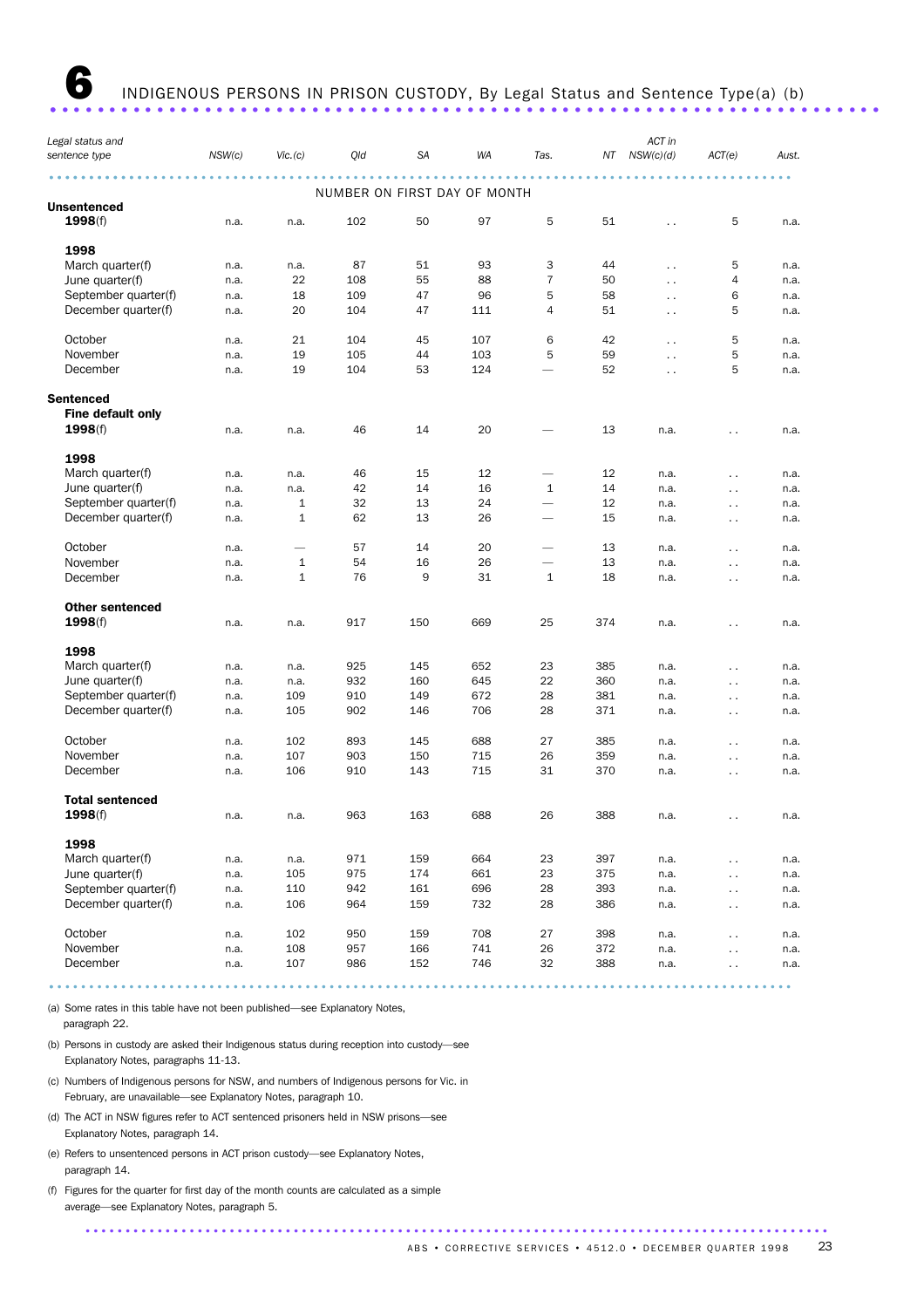# 6 INDIGENOUS PERSONS IN PRISON CUSTODY, By Legal Status and Sentence Type(a) (b)

| Legal status and sentence type | NSW(c) | Vic.(c) | Qld | SA | WA | Tas. | NT | ACT in NSW(c)(d) | ACT(e) | Aust. |
|---|---|---|---|---|---|---|---|---|---|---|
| | | | NUMBER ON FIRST DAY OF MONTH | | | | | | | |
| **Unsentenced** | | | | | | | | | | |
| **1998**(f) | n.a. | n.a. | 102 | 50 | 97 | 5 | 51 | . . | 5 | n.a. |
| **1998** | | | | | | | | | | |
| March quarter(f) | n.a. | n.a. | 87 | 51 | 93 | 3 | 44 | . . | 5 | n.a. |
| June quarter(f) | n.a. | 22 | 108 | 55 | 88 | 7 | 50 | . . | 4 | n.a. |
| September quarter(f) | n.a. | 18 | 109 | 47 | 96 | 5 | 58 | . . | 6 | n.a. |
| December quarter(f) | n.a. | 20 | 104 | 47 | 111 | 4 | 51 | . . | 5 | n.a. |
| October | n.a. | 21 | 104 | 45 | 107 | 6 | 42 | . . | 5 | n.a. |
| November | n.a. | 19 | 105 | 44 | 103 | 5 | 59 | . . | 5 | n.a. |
| December | n.a. | 19 | 104 | 53 | 124 | — | 52 | . . | 5 | n.a. |
| **Sentenced** | | | | | | | | | | |
| **Fine default only** | | | | | | | | | | |
| **1998**(f) | n.a. | n.a. | 46 | 14 | 20 | — | 13 | n.a. | . . | n.a. |
| **1998** | | | | | | | | | | |
| March quarter(f) | n.a. | n.a. | 46 | 15 | 12 | — | 12 | n.a. | . . | n.a. |
| June quarter(f) | n.a. | n.a. | 42 | 14 | 16 | 1 | 14 | n.a. | . . | n.a. |
| September quarter(f) | n.a. | 1 | 32 | 13 | 24 | — | 12 | n.a. | . . | n.a. |
| December quarter(f) | n.a. | 1 | 62 | 13 | 26 | — | 15 | n.a. | . . | n.a. |
| October | n.a. | — | 57 | 14 | 20 | — | 13 | n.a. | . . | n.a. |
| November | n.a. | 1 | 54 | 16 | 26 | — | 13 | n.a. | . . | n.a. |
| December | n.a. | 1 | 76 | 9 | 31 | 1 | 18 | n.a. | . . | n.a. |
| **Other sentenced** | | | | | | | | | | |
| **1998**(f) | n.a. | n.a. | 917 | 150 | 669 | 25 | 374 | n.a. | . . | n.a. |
| **1998** | | | | | | | | | | |
| March quarter(f) | n.a. | n.a. | 925 | 145 | 652 | 23 | 385 | n.a. | . . | n.a. |
| June quarter(f) | n.a. | n.a. | 932 | 160 | 645 | 22 | 360 | n.a. | . . | n.a. |
| September quarter(f) | n.a. | 109 | 910 | 149 | 672 | 28 | 381 | n.a. | . . | n.a. |
| December quarter(f) | n.a. | 105 | 902 | 146 | 706 | 28 | 371 | n.a. | . . | n.a. |
| October | n.a. | 102 | 893 | 145 | 688 | 27 | 385 | n.a. | . . | n.a. |
| November | n.a. | 107 | 903 | 150 | 715 | 26 | 359 | n.a. | . . | n.a. |
| December | n.a. | 106 | 910 | 143 | 715 | 31 | 370 | n.a. | . . | n.a. |
| **Total sentenced** | | | | | | | | | | |
| **1998**(f) | n.a. | n.a. | 963 | 163 | 688 | 26 | 388 | n.a. | . . | n.a. |
| **1998** | | | | | | | | | | |
| March quarter(f) | n.a. | n.a. | 971 | 159 | 664 | 23 | 397 | n.a. | . . | n.a. |
| June quarter(f) | n.a. | 105 | 975 | 174 | 661 | 23 | 375 | n.a. | . . | n.a. |
| September quarter(f) | n.a. | 110 | 942 | 161 | 696 | 28 | 393 | n.a. | . . | n.a. |
| December quarter(f) | n.a. | 106 | 964 | 159 | 732 | 28 | 386 | n.a. | . . | n.a. |
| October | n.a. | 102 | 950 | 159 | 708 | 27 | 398 | n.a. | . . | n.a. |
| November | n.a. | 108 | 957 | 166 | 741 | 26 | 372 | n.a. | . . | n.a. |
| December | n.a. | 107 | 986 | 152 | 746 | 32 | 388 | n.a. | . . | n.a. |

(a) Some rates in this table have not been published—see Explanatory Notes, paragraph 22.

(b) Persons in custody are asked their Indigenous status during reception into custody—see Explanatory Notes, paragraphs 11-13.

(c) Numbers of Indigenous persons for NSW, and numbers of Indigenous persons for Vic. in February, are unavailable—see Explanatory Notes, paragraph 10.

(d) The ACT in NSW figures refer to ACT sentenced prisoners held in NSW prisons—see Explanatory Notes, paragraph 14.

(e) Refers to unsentenced persons in ACT prison custody—see Explanatory Notes, paragraph 14.

(f) Figures for the quarter for first day of the month counts are calculated as a simple average—see Explanatory Notes, paragraph 5.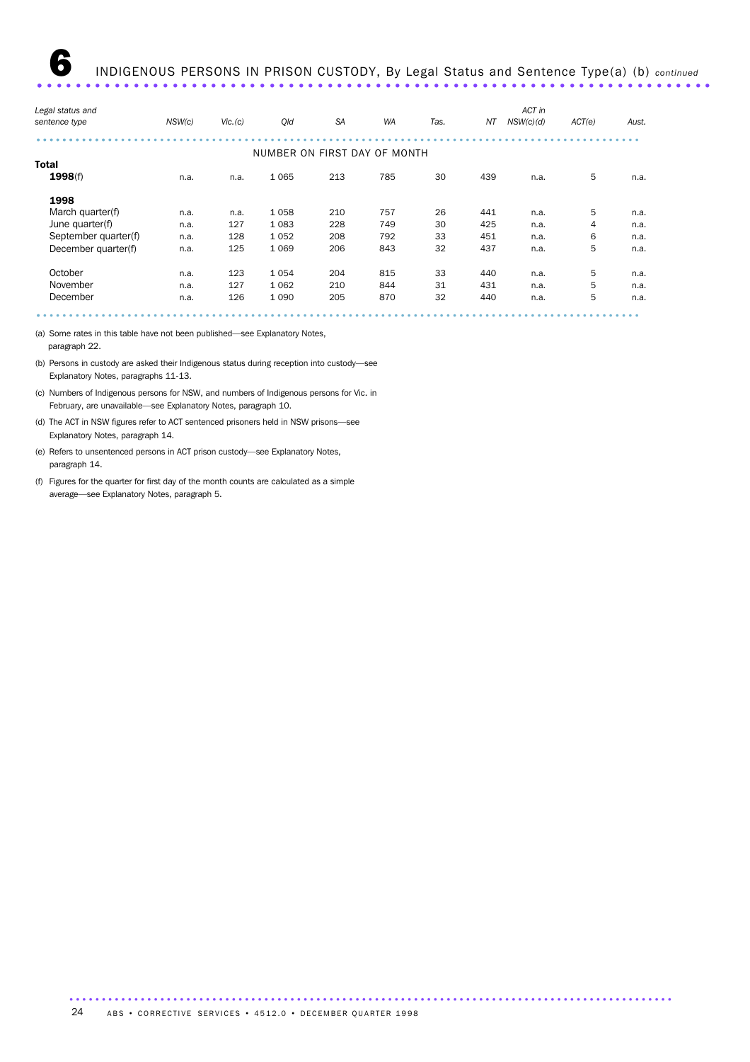# 6 INDIGENOUS PERSONS IN PRISON CUSTODY, By Legal Status and Sentence Type(a) (b) *continued*

| *Legal status and sentence type* | *NSW(c)* | *Vic.(c)* | *Qld* | *SA* | *WA* | *Tas.* | *NT* | *ACT in NSW(c)(d)* | *ACT(e)* | *Aust.* |
|---|---|---|---|---|---|---|---|---|---|---|
| | | | | NUMBER ON FIRST DAY OF MONTH | | | | | | |
| **Total** | | | | | | | | | | |
| **1998**(f) | n.a. | n.a. | 1 065 | 213 | 785 | 30 | 439 | n.a. | 5 | n.a. |
| **1998** | | | | | | | | | | |
| March quarter(f) | n.a. | n.a. | 1 058 | 210 | 757 | 26 | 441 | n.a. | 5 | n.a. |
| June quarter(f) | n.a. | 127 | 1 083 | 228 | 749 | 30 | 425 | n.a. | 4 | n.a. |
| September quarter(f) | n.a. | 128 | 1 052 | 208 | 792 | 33 | 451 | n.a. | 6 | n.a. |
| December quarter(f) | n.a. | 125 | 1 069 | 206 | 843 | 32 | 437 | n.a. | 5 | n.a. |
| October | n.a. | 123 | 1 054 | 204 | 815 | 33 | 440 | n.a. | 5 | n.a. |
| November | n.a. | 127 | 1 062 | 210 | 844 | 31 | 431 | n.a. | 5 | n.a. |
| December | n.a. | 126 | 1 090 | 205 | 870 | 32 | 440 | n.a. | 5 | n.a. |

(a) Some rates in this table have not been published—see Explanatory Notes, paragraph 22.

(b) Persons in custody are asked their Indigenous status during reception into custody—see Explanatory Notes, paragraphs 11-13.

(c) Numbers of Indigenous persons for NSW, and numbers of Indigenous persons for Vic. in February, are unavailable—see Explanatory Notes, paragraph 10.

(d) The ACT in NSW figures refer to ACT sentenced prisoners held in NSW prisons—see Explanatory Notes, paragraph 14.

(e) Refers to unsentenced persons in ACT prison custody—see Explanatory Notes, paragraph 14.

(f) Figures for the quarter for first day of the month counts are calculated as a simple average—see Explanatory Notes, paragraph 5.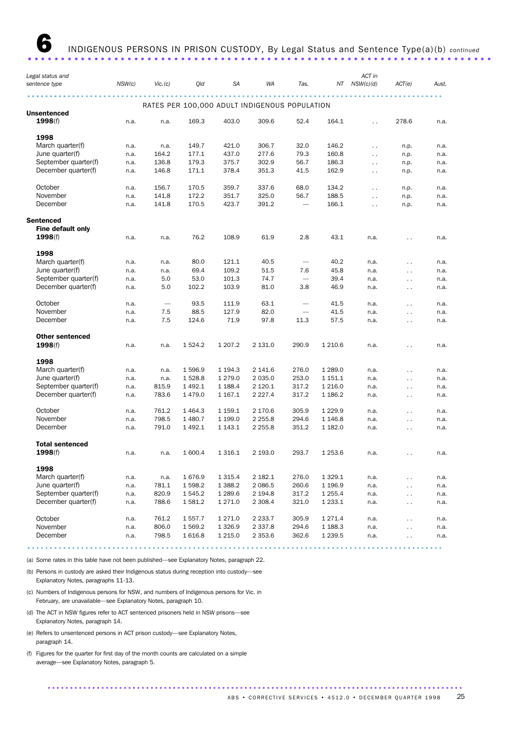# 6 INDIGENOUS PERSONS IN PRISON CUSTODY, By Legal Status and Sentence Type(a)(b) *continued*

| Legal status and sentence type | NSW(c) | Vic.(c) | Qld | SA | WA | Tas. | NT | ACT in NSW(c)(d) | ACT(e) | Aust. |
|---|---|---|---|---|---|---|---|---|---|---|
| | | | RATES PER 100,000 ADULT INDIGENOUS POPULATION | | | | | | | |
| **Unsentenced** | | | | | | | | | | |
| **1998**(f) | n.a. | n.a. | 169.3 | 403.0 | 309.6 | 52.4 | 164.1 | . . | 278.6 | n.a. |
| **1998** | | | | | | | | | | |
| March quarter(f) | n.a. | n.a. | 149.7 | 421.0 | 306.7 | 32.0 | 146.2 | . . | n.p. | n.a. |
| June quarter(f) | n.a. | 164.2 | 177.1 | 437.0 | 277.6 | 79.3 | 160.8 | . . | n.p. | n.a. |
| September quarter(f) | n.a. | 136.8 | 179.3 | 375.7 | 302.9 | 56.7 | 186.3 | . . | n.p. | n.a. |
| December quarter(f) | n.a. | 146.8 | 171.1 | 378.4 | 351.3 | 41.5 | 162.9 | . . | n.p. | n.a. |
| October | n.a. | 156.7 | 170.5 | 359.7 | 337.6 | 68.0 | 134.2 | . . | n.p. | n.a. |
| November | n.a. | 141.8 | 172.2 | 351.7 | 325.0 | 56.7 | 188.5 | . . | n.p. | n.a. |
| December | n.a. | 141.8 | 170.5 | 423.7 | 391.2 | — | 166.1 | . . | n.p. | n.a. |
| **Sentenced** | | | | | | | | | | |
| **Fine default only** | | | | | | | | | | |
| **1998**(f) | n.a. | n.a. | 76.2 | 108.9 | 61.9 | 2.8 | 43.1 | n.a. | . . | n.a. |
| **1998** | | | | | | | | | | |
| March quarter(f) | n.a. | n.a. | 80.0 | 121.1 | 40.5 | — | 40.2 | n.a. | . . | n.a. |
| June quarter(f) | n.a. | n.a. | 69.4 | 109.2 | 51.5 | 7.6 | 45.8 | n.a. | . . | n.a. |
| September quarter(f) | n.a. | 5.0 | 53.0 | 101.3 | 74.7 | — | 39.4 | n.a. | . . | n.a. |
| December quarter(f) | n.a. | 5.0 | 102.2 | 103.9 | 81.0 | 3.8 | 46.9 | n.a. | . . | n.a. |
| October | n.a. | — | 93.5 | 111.9 | 63.1 | — | 41.5 | n.a. | . . | n.a. |
| November | n.a. | 7.5 | 88.5 | 127.9 | 82.0 | — | 41.5 | n.a. | . . | n.a. |
| December | n.a. | 7.5 | 124.6 | 71.9 | 97.8 | 11.3 | 57.5 | n.a. | . . | n.a. |
| **Other sentenced** | | | | | | | | | | |
| **1998**(f) | n.a. | n.a. | 1 524.2 | 1 207.2 | 2 131.0 | 290.9 | 1 210.6 | n.a. | . . | n.a. |
| **1998** | | | | | | | | | | |
| March quarter(f) | n.a. | n.a. | 1 596.9 | 1 194.3 | 2 141.6 | 276.0 | 1 289.0 | n.a. | . . | n.a. |
| June quarter(f) | n.a. | n.a. | 1 528.8 | 1 279.0 | 2 035.0 | 253.0 | 1 151.1 | n.a. | . . | n.a. |
| September quarter(f) | n.a. | 815.9 | 1 492.1 | 1 188.4 | 2 120.1 | 317.2 | 1 216.0 | n.a. | . . | n.a. |
| December quarter(f) | n.a. | 783.6 | 1 479.0 | 1 167.1 | 2 227.4 | 317.2 | 1 186.2 | n.a. | . . | n.a. |
| October | n.a. | 761.2 | 1 464.3 | 1 159.1 | 2 170.6 | 305.9 | 1 229.9 | n.a. | . . | n.a. |
| November | n.a. | 798.5 | 1 480.7 | 1 199.0 | 2 255.8 | 294.6 | 1 146.8 | n.a. | . . | n.a. |
| December | n.a. | 791.0 | 1 492.1 | 1 143.1 | 2 255.8 | 351.2 | 1 182.0 | n.a. | . . | n.a. |
| **Total sentenced** | | | | | | | | | | |
| **1998**(f) | n.a. | n.a. | 1 600.4 | 1 316.1 | 2 193.0 | 293.7 | 1 253.6 | n.a. | . . | n.a. |
| **1998** | | | | | | | | | | |
| March quarter(f) | n.a. | n.a. | 1 676.9 | 1 315.4 | 2 182.1 | 276.0 | 1 329.1 | n.a. | . . | n.a. |
| June quarter(f) | n.a. | 781.1 | 1 598.2 | 1 388.2 | 2 086.5 | 260.6 | 1 196.9 | n.a. | . . | n.a. |
| September quarter(f) | n.a. | 820.9 | 1 545.2 | 1 289.6 | 2 194.8 | 317.2 | 1 255.4 | n.a. | . . | n.a. |
| December quarter(f) | n.a. | 788.6 | 1 581.2 | 1 271.0 | 2 308.4 | 321.0 | 1 233.1 | n.a. | . . | n.a. |
| October | n.a. | 761.2 | 1 557.7 | 1 271.0 | 2 233.7 | 305.9 | 1 271.4 | n.a. | . . | n.a. |
| November | n.a. | 806.0 | 1 569.2 | 1 326.9 | 2 337.8 | 294.6 | 1 188.3 | n.a. | . . | n.a. |
| December | n.a. | 798.5 | 1 616.8 | 1 215.0 | 2 353.6 | 362.6 | 1 239.5 | n.a. | . . | n.a. |

(a) Some rates in this table have not been published—see Explanatory Notes, paragraph 22.

(b) Persons in custody are asked their Indigenous status during reception into custody—see Explanatory Notes, paragraphs 11-13.

(c) Numbers of Indigenous persons for NSW, and numbers of Indigenous persons for Vic. in February, are unavailable—see Explanatory Notes, paragraph 10.

(d) The ACT in NSW figures refer to ACT sentenced prisoners held in NSW prisons—see Explanatory Notes, paragraph 14.

(e) Refers to unsentenced persons in ACT prison custody—see Explanatory Notes, paragraph 14.

(f) Figures for the quarter for first day of the month counts are calculated on a simple average—see Explanatory Notes, paragraph 5.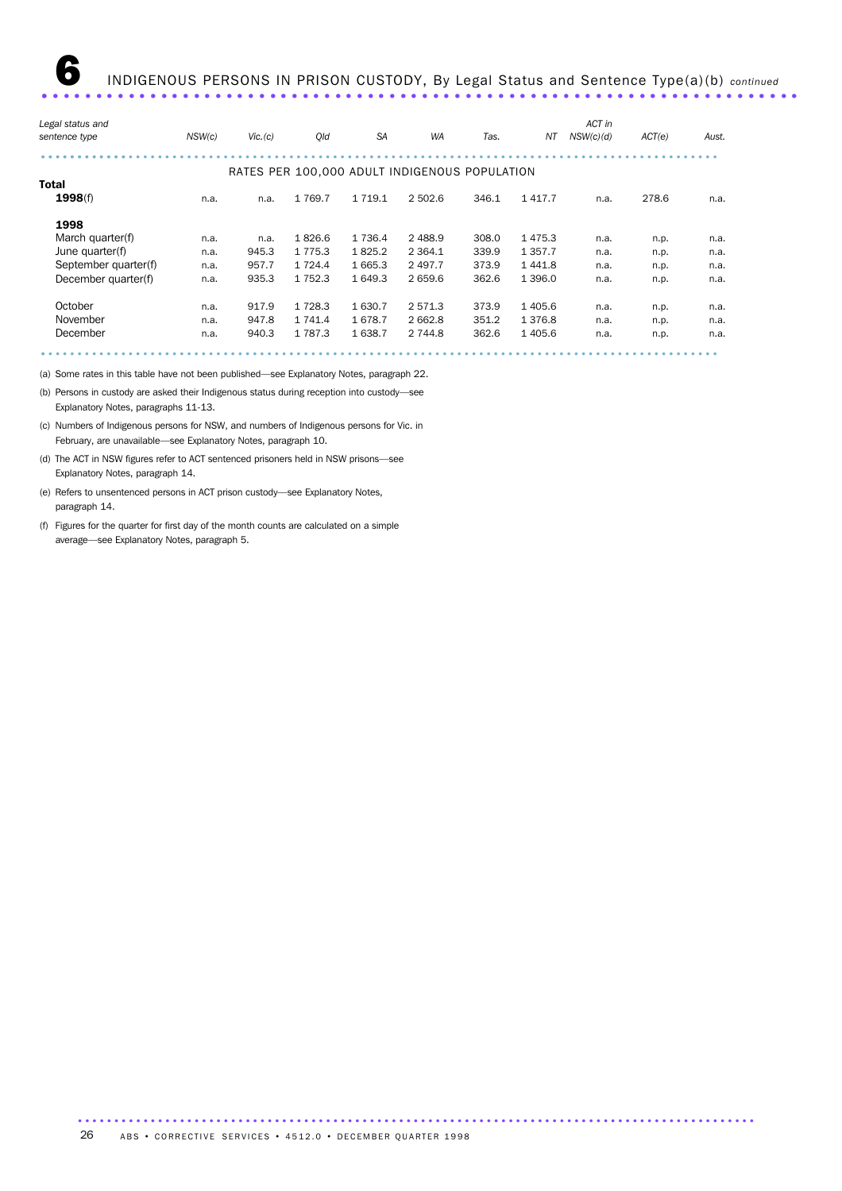# 6 INDIGENOUS PERSONS IN PRISON CUSTODY, By Legal Status and Sentence Type(a)(b) *continued*

| Legal status and sentence type | NSW(c) | Vic.(c) | Qld | SA | WA | Tas. | NT | ACT in NSW(c)(d) | ACT(e) | Aust. |
|---|---|---|---|---|---|---|---|---|---|---|
| | | | | RATES PER 100,000 ADULT INDIGENOUS POPULATION | | | | | | |
| **Total** | | | | | | | | | | |
| **1998**(f) | n.a. | n.a. | 1 769.7 | 1 719.1 | 2 502.6 | 346.1 | 1 417.7 | n.a. | 278.6 | n.a. |
| **1998** | | | | | | | | | | |
| March quarter(f) | n.a. | n.a. | 1 826.6 | 1 736.4 | 2 488.9 | 308.0 | 1 475.3 | n.a. | n.p. | n.a. |
| June quarter(f) | n.a. | 945.3 | 1 775.3 | 1 825.2 | 2 364.1 | 339.9 | 1 357.7 | n.a. | n.p. | n.a. |
| September quarter(f) | n.a. | 957.7 | 1 724.4 | 1 665.3 | 2 497.7 | 373.9 | 1 441.8 | n.a. | n.p. | n.a. |
| December quarter(f) | n.a. | 935.3 | 1 752.3 | 1 649.3 | 2 659.6 | 362.6 | 1 396.0 | n.a. | n.p. | n.a. |
| October | n.a. | 917.9 | 1 728.3 | 1 630.7 | 2 571.3 | 373.9 | 1 405.6 | n.a. | n.p. | n.a. |
| November | n.a. | 947.8 | 1 741.4 | 1 678.7 | 2 662.8 | 351.2 | 1 376.8 | n.a. | n.p. | n.a. |
| December | n.a. | 940.3 | 1 787.3 | 1 638.7 | 2 744.8 | 362.6 | 1 405.6 | n.a. | n.p. | n.a. |

(a) Some rates in this table have not been published—see Explanatory Notes, paragraph 22.

(b) Persons in custody are asked their Indigenous status during reception into custody—see Explanatory Notes, paragraphs 11-13.

(c) Numbers of Indigenous persons for NSW, and numbers of Indigenous persons for Vic. in February, are unavailable—see Explanatory Notes, paragraph 10.

(d) The ACT in NSW figures refer to ACT sentenced prisoners held in NSW prisons—see Explanatory Notes, paragraph 14.

(e) Refers to unsentenced persons in ACT prison custody—see Explanatory Notes, paragraph 14.

(f) Figures for the quarter for first day of the month counts are calculated on a simple average—see Explanatory Notes, paragraph 5.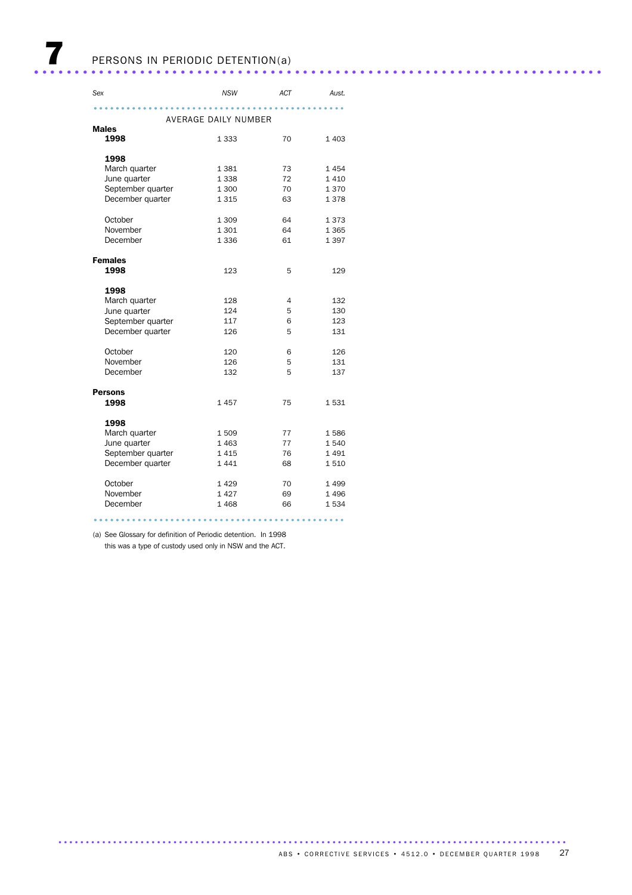# 7 PERSONS IN PERIODIC DETENTION(a)

| Sex | NSW | ACT | Aust. |
|---|---|---|---|
| | AVERAGE DAILY NUMBER | | |
| **Males** | | | |
| **1998** | 1 333 | 70 | 1 403 |
| **1998** | | | |
| March quarter | 1 381 | 73 | 1 454 |
| June quarter | 1 338 | 72 | 1 410 |
| September quarter | 1 300 | 70 | 1 370 |
| December quarter | 1 315 | 63 | 1 378 |
| October | 1 309 | 64 | 1 373 |
| November | 1 301 | 64 | 1 365 |
| December | 1 336 | 61 | 1 397 |
| **Females** | | | |
| **1998** | 123 | 5 | 129 |
| **1998** | | | |
| March quarter | 128 | 4 | 132 |
| June quarter | 124 | 5 | 130 |
| September quarter | 117 | 6 | 123 |
| December quarter | 126 | 5 | 131 |
| October | 120 | 6 | 126 |
| November | 126 | 5 | 131 |
| December | 132 | 5 | 137 |
| **Persons** | | | |
| **1998** | 1 457 | 75 | 1 531 |
| **1998** | | | |
| March quarter | 1 509 | 77 | 1 586 |
| June quarter | 1 463 | 77 | 1 540 |
| September quarter | 1 415 | 76 | 1 491 |
| December quarter | 1 441 | 68 | 1 510 |
| October | 1 429 | 70 | 1 499 |
| November | 1 427 | 69 | 1 496 |
| December | 1 468 | 66 | 1 534 |

(a) See Glossary for definition of Periodic detention. In 1998 this was a type of custody used only in NSW and the ACT.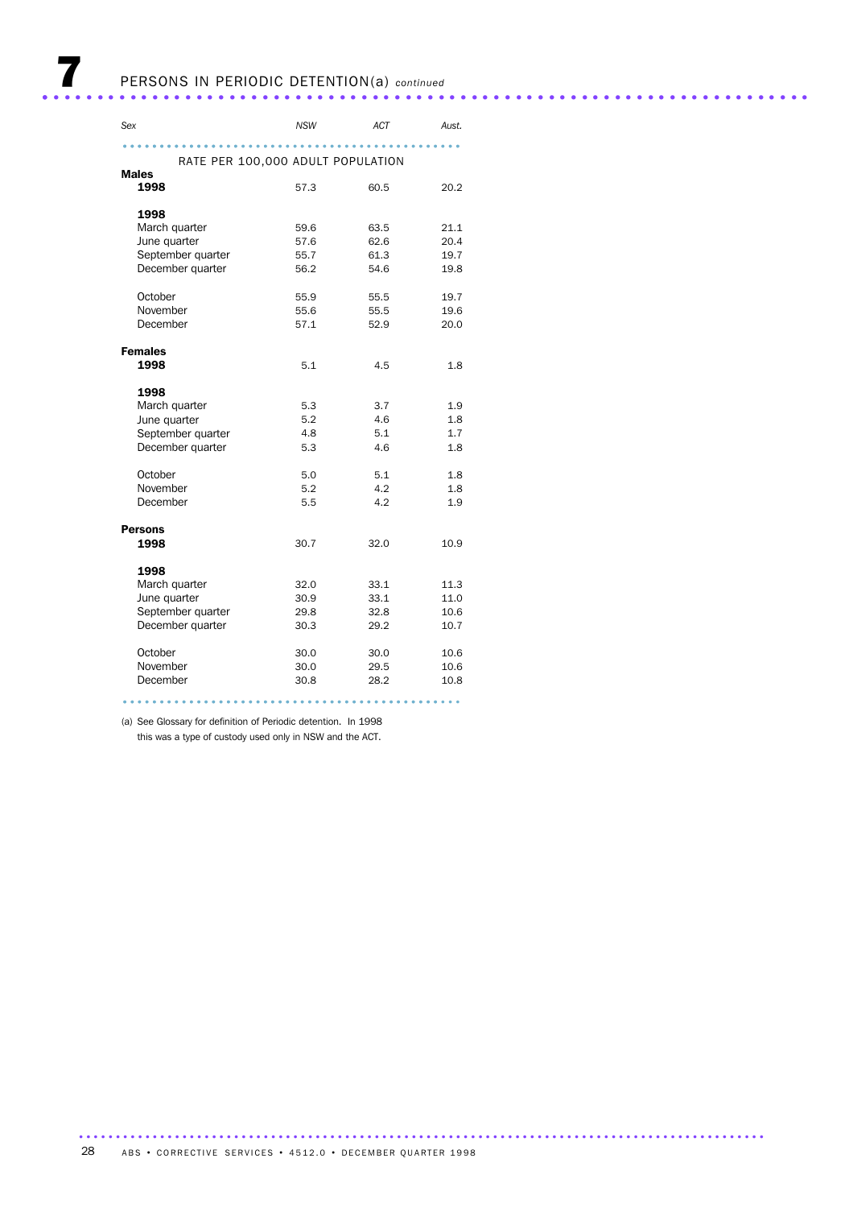# 7 PERSONS IN PERIODIC DETENTION(a) *continued*

| Sex | NSW | ACT | Aust. |
|---|---|---|---|
| RATE PER 100,000 ADULT POPULATION | | | |
| **Males** | | | |
| **1998** | 57.3 | 60.5 | 20.2 |
| **1998** | | | |
| March quarter | 59.6 | 63.5 | 21.1 |
| June quarter | 57.6 | 62.6 | 20.4 |
| September quarter | 55.7 | 61.3 | 19.7 |
| December quarter | 56.2 | 54.6 | 19.8 |
| October | 55.9 | 55.5 | 19.7 |
| November | 55.6 | 55.5 | 19.6 |
| December | 57.1 | 52.9 | 20.0 |
| **Females** | | | |
| **1998** | 5.1 | 4.5 | 1.8 |
| **1998** | | | |
| March quarter | 5.3 | 3.7 | 1.9 |
| June quarter | 5.2 | 4.6 | 1.8 |
| September quarter | 4.8 | 5.1 | 1.7 |
| December quarter | 5.3 | 4.6 | 1.8 |
| October | 5.0 | 5.1 | 1.8 |
| November | 5.2 | 4.2 | 1.8 |
| December | 5.5 | 4.2 | 1.9 |
| **Persons** | | | |
| **1998** | 30.7 | 32.0 | 10.9 |
| **1998** | | | |
| March quarter | 32.0 | 33.1 | 11.3 |
| June quarter | 30.9 | 33.1 | 11.0 |
| September quarter | 29.8 | 32.8 | 10.6 |
| December quarter | 30.3 | 29.2 | 10.7 |
| October | 30.0 | 30.0 | 10.6 |
| November | 30.0 | 29.5 | 10.6 |
| December | 30.8 | 28.2 | 10.8 |

(a) See Glossary for definition of Periodic detention. In 1998 this was a type of custody used only in NSW and the ACT.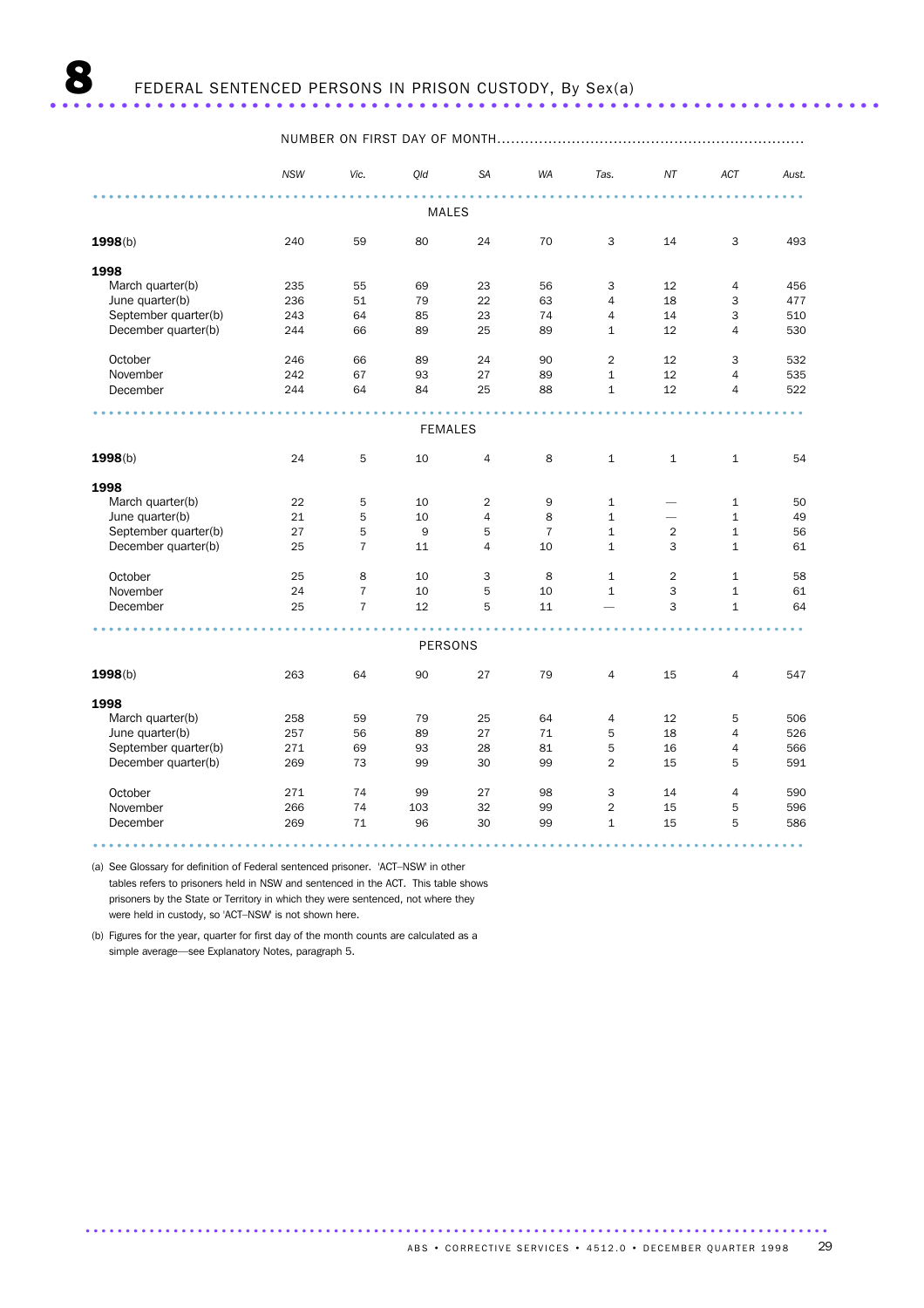# 8 FEDERAL SENTENCED PERSONS IN PRISON CUSTODY, By Sex(a)

| | NUMBER ON FIRST DAY OF MONTH | | | | | | | | |
|---|---|---|---|---|---|---|---|---|---|
| | *NSW* | *Vic.* | *Qld* | *SA* | *WA* | *Tas.* | *NT* | *ACT* | *Aust.* |
| | | | | | MALES | | | | |
| **1998**(b) | 240 | 59 | 80 | 24 | 70 | 3 | 14 | 3 | 493 |
| **1998** | | | | | | | | | |
| March quarter(b) | 235 | 55 | 69 | 23 | 56 | 3 | 12 | 4 | 456 |
| June quarter(b) | 236 | 51 | 79 | 22 | 63 | 4 | 18 | 3 | 477 |
| September quarter(b) | 243 | 64 | 85 | 23 | 74 | 4 | 14 | 3 | 510 |
| December quarter(b) | 244 | 66 | 89 | 25 | 89 | 1 | 12 | 4 | 530 |
| October | 246 | 66 | 89 | 24 | 90 | 2 | 12 | 3 | 532 |
| November | 242 | 67 | 93 | 27 | 89 | 1 | 12 | 4 | 535 |
| December | 244 | 64 | 84 | 25 | 88 | 1 | 12 | 4 | 522 |
| | | | | | FEMALES | | | | |
| **1998**(b) | 24 | 5 | 10 | 4 | 8 | 1 | 1 | 1 | 54 |
| **1998** | | | | | | | | | |
| March quarter(b) | 22 | 5 | 10 | 2 | 9 | 1 | — | 1 | 50 |
| June quarter(b) | 21 | 5 | 10 | 4 | 8 | 1 | — | 1 | 49 |
| September quarter(b) | 27 | 5 | 9 | 5 | 7 | 1 | 2 | 1 | 56 |
| December quarter(b) | 25 | 7 | 11 | 4 | 10 | 1 | 3 | 1 | 61 |
| October | 25 | 8 | 10 | 3 | 8 | 1 | 2 | 1 | 58 |
| November | 24 | 7 | 10 | 5 | 10 | 1 | 3 | 1 | 61 |
| December | 25 | 7 | 12 | 5 | 11 | — | 3 | 1 | 64 |
| | | | | | PERSONS | | | | |
| **1998**(b) | 263 | 64 | 90 | 27 | 79 | 4 | 15 | 4 | 547 |
| **1998** | | | | | | | | | |
| March quarter(b) | 258 | 59 | 79 | 25 | 64 | 4 | 12 | 5 | 506 |
| June quarter(b) | 257 | 56 | 89 | 27 | 71 | 5 | 18 | 4 | 526 |
| September quarter(b) | 271 | 69 | 93 | 28 | 81 | 5 | 16 | 4 | 566 |
| December quarter(b) | 269 | 73 | 99 | 30 | 99 | 2 | 15 | 5 | 591 |
| October | 271 | 74 | 99 | 27 | 98 | 3 | 14 | 4 | 590 |
| November | 266 | 74 | 103 | 32 | 99 | 2 | 15 | 5 | 596 |
| December | 269 | 71 | 96 | 30 | 99 | 1 | 15 | 5 | 586 |

(a) See Glossary for definition of Federal sentenced prisoner. 'ACT–NSW' in other tables refers to prisoners held in NSW and sentenced in the ACT. This table shows prisoners by the State or Territory in which they were sentenced, not where they were held in custody, so 'ACT–NSW' is not shown here.

(b) Figures for the year, quarter for first day of the month counts are calculated as a simple average—see Explanatory Notes, paragraph 5.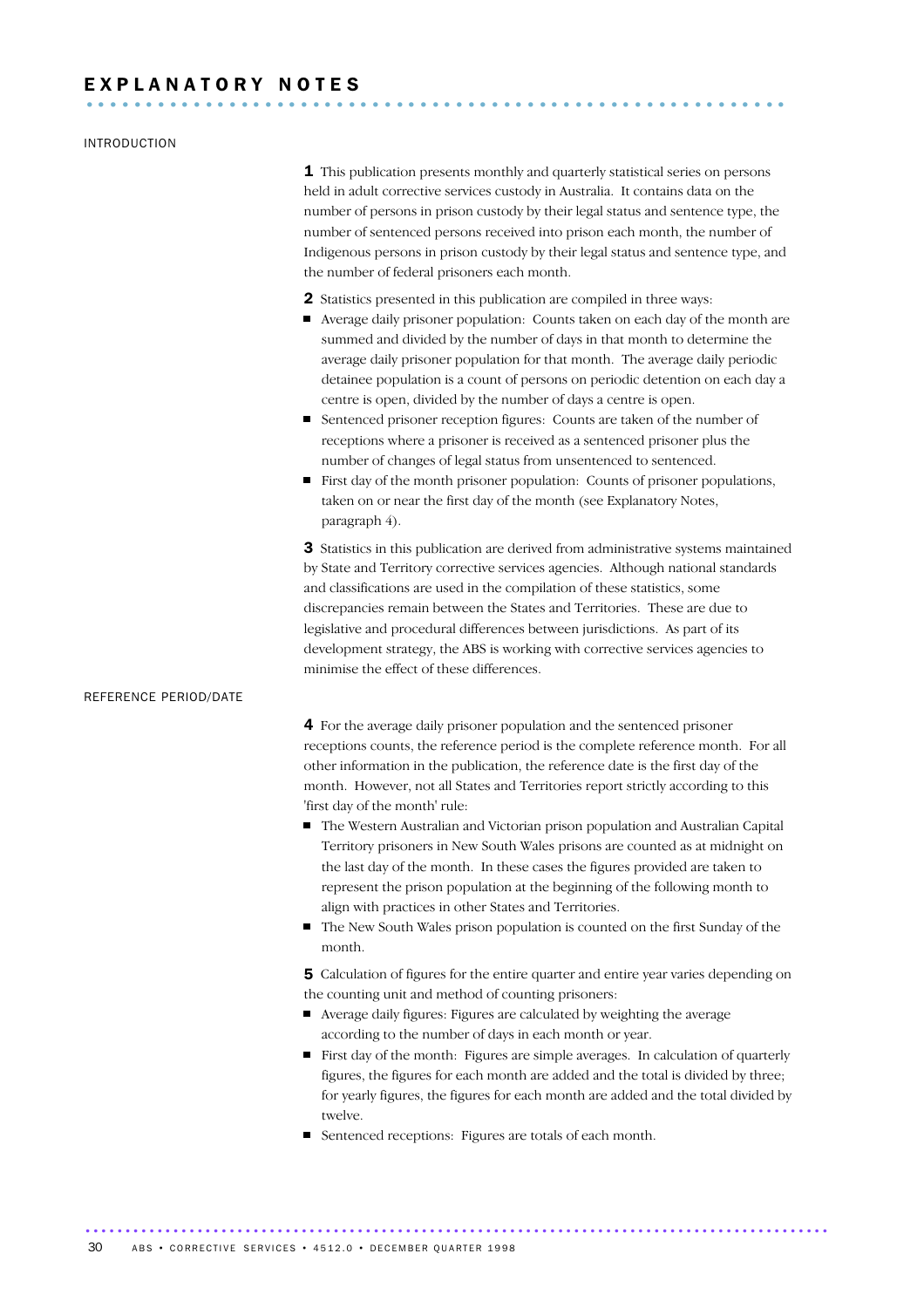# EXPLANATORY NOTES

## INTRODUCTION

**1** This publication presents monthly and quarterly statistical series on persons held in adult corrective services custody in Australia. It contains data on the number of persons in prison custody by their legal status and sentence type, the number of sentenced persons received into prison each month, the number of Indigenous persons in prison custody by their legal status and sentence type, and the number of federal prisoners each month.

**2** Statistics presented in this publication are compiled in three ways:

- Average daily prisoner population: Counts taken on each day of the month are summed and divided by the number of days in that month to determine the average daily prisoner population for that month. The average daily periodic detainee population is a count of persons on periodic detention on each day a centre is open, divided by the number of days a centre is open.
- Sentenced prisoner reception figures: Counts are taken of the number of receptions where a prisoner is received as a sentenced prisoner plus the number of changes of legal status from unsentenced to sentenced.
- First day of the month prisoner population: Counts of prisoner populations, taken on or near the first day of the month (see Explanatory Notes, paragraph 4).

**3** Statistics in this publication are derived from administrative systems maintained by State and Territory corrective services agencies. Although national standards and classifications are used in the compilation of these statistics, some discrepancies remain between the States and Territories. These are due to legislative and procedural differences between jurisdictions. As part of its development strategy, the ABS is working with corrective services agencies to minimise the effect of these differences.

## REFERENCE PERIOD/DATE

**4** For the average daily prisoner population and the sentenced prisoner receptions counts, the reference period is the complete reference month. For all other information in the publication, the reference date is the first day of the month. However, not all States and Territories report strictly according to this 'first day of the month' rule:

- The Western Australian and Victorian prison population and Australian Capital Territory prisoners in New South Wales prisons are counted as at midnight on the last day of the month. In these cases the figures provided are taken to represent the prison population at the beginning of the following month to align with practices in other States and Territories.
- The New South Wales prison population is counted on the first Sunday of the month.

**5** Calculation of figures for the entire quarter and entire year varies depending on the counting unit and method of counting prisoners:

- Average daily figures: Figures are calculated by weighting the average according to the number of days in each month or year.
- First day of the month: Figures are simple averages. In calculation of quarterly figures, the figures for each month are added and the total is divided by three; for yearly figures, the figures for each month are added and the total divided by twelve.
- Sentenced receptions: Figures are totals of each month.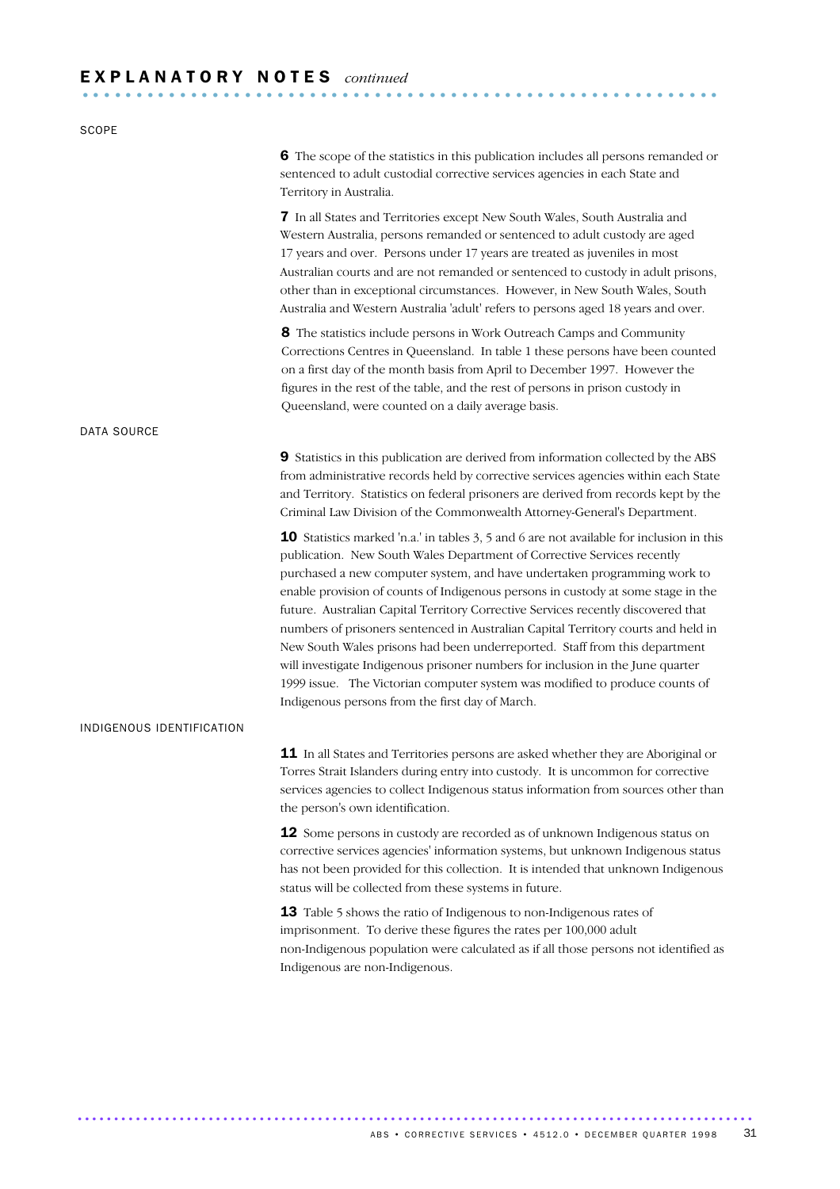## EXPLANATORY NOTES *continued*

### SCOPE

**6** The scope of the statistics in this publication includes all persons remanded or sentenced to adult custodial corrective services agencies in each State and Territory in Australia.

**7** In all States and Territories except New South Wales, South Australia and Western Australia, persons remanded or sentenced to adult custody are aged 17 years and over. Persons under 17 years are treated as juveniles in most Australian courts and are not remanded or sentenced to custody in adult prisons, other than in exceptional circumstances. However, in New South Wales, South Australia and Western Australia 'adult' refers to persons aged 18 years and over.

**8** The statistics include persons in Work Outreach Camps and Community Corrections Centres in Queensland. In table 1 these persons have been counted on a first day of the month basis from April to December 1997. However the figures in the rest of the table, and the rest of persons in prison custody in Queensland, were counted on a daily average basis.

### DATA SOURCE

**9** Statistics in this publication are derived from information collected by the ABS from administrative records held by corrective services agencies within each State and Territory. Statistics on federal prisoners are derived from records kept by the Criminal Law Division of the Commonwealth Attorney-General's Department.

**10** Statistics marked 'n.a.' in tables 3, 5 and 6 are not available for inclusion in this publication. New South Wales Department of Corrective Services recently purchased a new computer system, and have undertaken programming work to enable provision of counts of Indigenous persons in custody at some stage in the future. Australian Capital Territory Corrective Services recently discovered that numbers of prisoners sentenced in Australian Capital Territory courts and held in New South Wales prisons had been underreported. Staff from this department will investigate Indigenous prisoner numbers for inclusion in the June quarter 1999 issue. The Victorian computer system was modified to produce counts of Indigenous persons from the first day of March.

### INDIGENOUS IDENTIFICATION

**11** In all States and Territories persons are asked whether they are Aboriginal or Torres Strait Islanders during entry into custody. It is uncommon for corrective services agencies to collect Indigenous status information from sources other than the person's own identification.

**12** Some persons in custody are recorded as of unknown Indigenous status on corrective services agencies' information systems, but unknown Indigenous status has not been provided for this collection. It is intended that unknown Indigenous status will be collected from these systems in future.

**13** Table 5 shows the ratio of Indigenous to non-Indigenous rates of imprisonment. To derive these figures the rates per 100,000 adult non-Indigenous population were calculated as if all those persons not identified as Indigenous are non-Indigenous.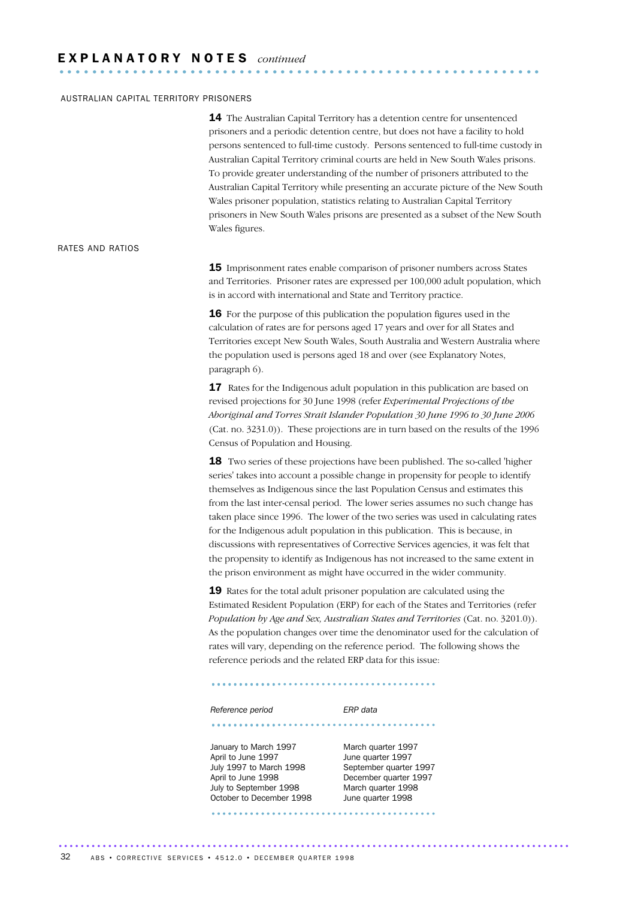# EXPLANATORY NOTES *continued*

## AUSTRALIAN CAPITAL TERRITORY PRISONERS

**14** The Australian Capital Territory has a detention centre for unsentenced prisoners and a periodic detention centre, but does not have a facility to hold persons sentenced to full-time custody. Persons sentenced to full-time custody in Australian Capital Territory criminal courts are held in New South Wales prisons. To provide greater understanding of the number of prisoners attributed to the Australian Capital Territory while presenting an accurate picture of the New South Wales prisoner population, statistics relating to Australian Capital Territory prisoners in New South Wales prisons are presented as a subset of the New South Wales figures.

## RATES AND RATIOS

**15** Imprisonment rates enable comparison of prisoner numbers across States and Territories. Prisoner rates are expressed per 100,000 adult population, which is in accord with international and State and Territory practice.

**16** For the purpose of this publication the population figures used in the calculation of rates are for persons aged 17 years and over for all States and Territories except New South Wales, South Australia and Western Australia where the population used is persons aged 18 and over (see Explanatory Notes, paragraph 6).

**17** Rates for the Indigenous adult population in this publication are based on revised projections for 30 June 1998 (refer *Experimental Projections of the Aboriginal and Torres Strait Islander Population 30 June 1996 to 30 June 2006* (Cat. no. 3231.0)). These projections are in turn based on the results of the 1996 Census of Population and Housing.

**18** Two series of these projections have been published. The so-called 'higher series' takes into account a possible change in propensity for people to identify themselves as Indigenous since the last Population Census and estimates this from the last inter-censal period. The lower series assumes no such change has taken place since 1996. The lower of the two series was used in calculating rates for the Indigenous adult population in this publication. This is because, in discussions with representatives of Corrective Services agencies, it was felt that the propensity to identify as Indigenous has not increased to the same extent in the prison environment as might have occurred in the wider community.

**19** Rates for the total adult prisoner population are calculated using the Estimated Resident Population (ERP) for each of the States and Territories (refer *Population by Age and Sex, Australian States and Territories* (Cat. no. 3201.0)). As the population changes over time the denominator used for the calculation of rates will vary, depending on the reference period. The following shows the reference periods and the related ERP data for this issue:

| *Reference period* | *ERP data* |
|---|---|
| January to March 1997 | March quarter 1997 |
| April to June 1997 | June quarter 1997 |
| July 1997 to March 1998 | September quarter 1997 |
| April to June 1998 | December quarter 1997 |
| July to September 1998 | March quarter 1998 |
| October to December 1998 | June quarter 1998 |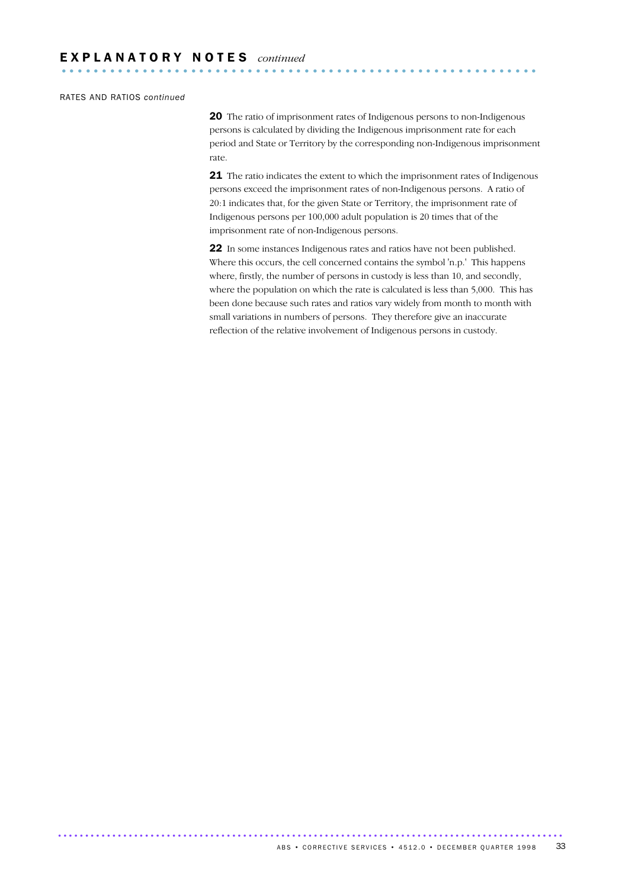## EXPLANATORY NOTES *continued*

RATES AND RATIOS *continued*

**20** The ratio of imprisonment rates of Indigenous persons to non-Indigenous persons is calculated by dividing the Indigenous imprisonment rate for each period and State or Territory by the corresponding non-Indigenous imprisonment rate.

**21** The ratio indicates the extent to which the imprisonment rates of Indigenous persons exceed the imprisonment rates of non-Indigenous persons. A ratio of 20:1 indicates that, for the given State or Territory, the imprisonment rate of Indigenous persons per 100,000 adult population is 20 times that of the imprisonment rate of non-Indigenous persons.

**22** In some instances Indigenous rates and ratios have not been published. Where this occurs, the cell concerned contains the symbol 'n.p.' This happens where, firstly, the number of persons in custody is less than 10, and secondly, where the population on which the rate is calculated is less than 5,000. This has been done because such rates and ratios vary widely from month to month with small variations in numbers of persons. They therefore give an inaccurate reflection of the relative involvement of Indigenous persons in custody.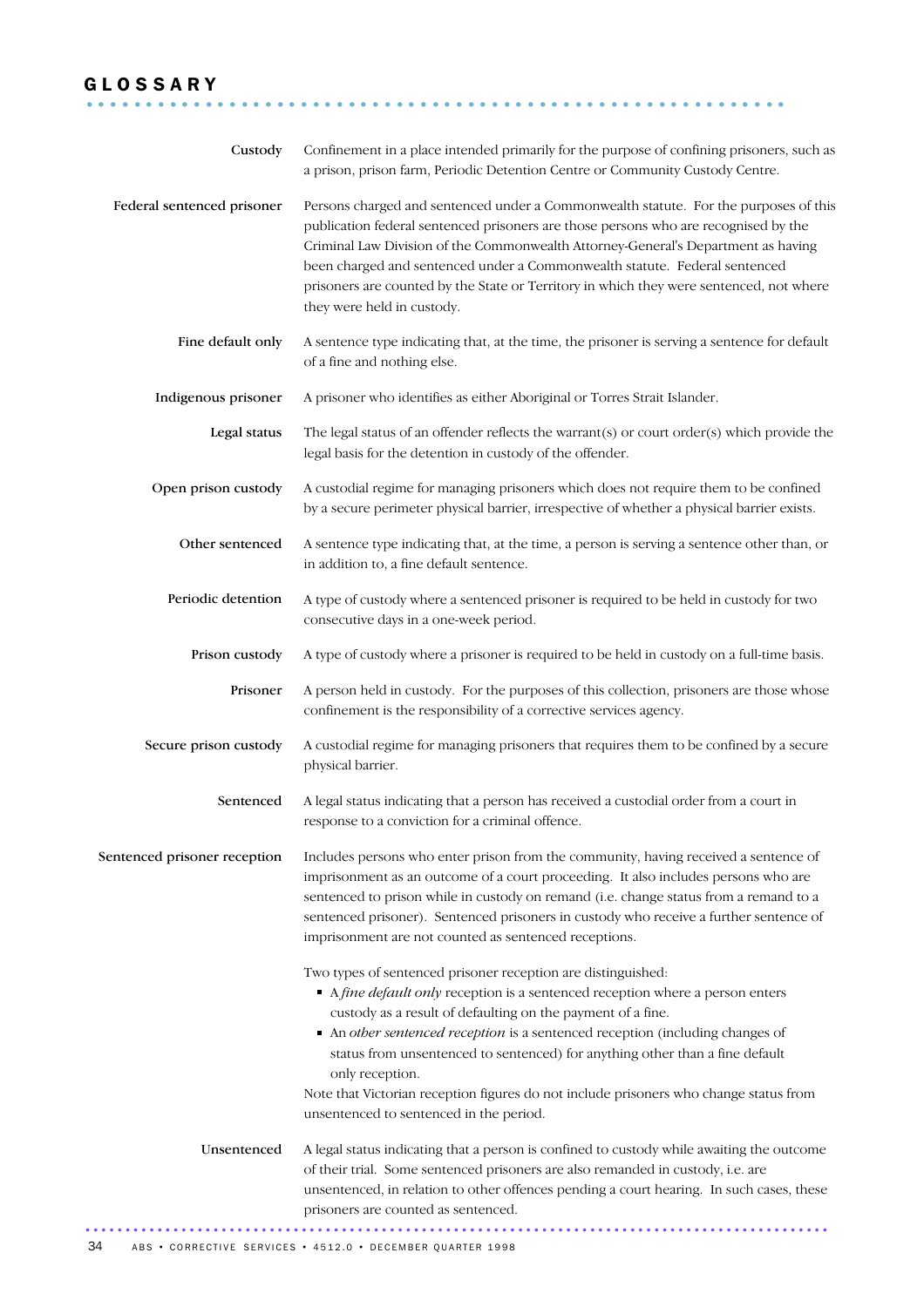# GLOSSARY

**Custody**
Confinement in a place intended primarily for the purpose of confining prisoners, such as a prison, prison farm, Periodic Detention Centre or Community Custody Centre.

**Federal sentenced prisoner**
Persons charged and sentenced under a Commonwealth statute. For the purposes of this publication federal sentenced prisoners are those persons who are recognised by the Criminal Law Division of the Commonwealth Attorney-General's Department as having been charged and sentenced under a Commonwealth statute. Federal sentenced prisoners are counted by the State or Territory in which they were sentenced, not where they were held in custody.

**Fine default only**
A sentence type indicating that, at the time, the prisoner is serving a sentence for default of a fine and nothing else.

**Indigenous prisoner**
A prisoner who identifies as either Aboriginal or Torres Strait Islander.

**Legal status**
The legal status of an offender reflects the warrant(s) or court order(s) which provide the legal basis for the detention in custody of the offender.

**Open prison custody**
A custodial regime for managing prisoners which does not require them to be confined by a secure perimeter physical barrier, irrespective of whether a physical barrier exists.

**Other sentenced**
A sentence type indicating that, at the time, a person is serving a sentence other than, or in addition to, a fine default sentence.

**Periodic detention**
A type of custody where a sentenced prisoner is required to be held in custody for two consecutive days in a one-week period.

**Prison custody**
A type of custody where a prisoner is required to be held in custody on a full-time basis.

**Prisoner**
A person held in custody. For the purposes of this collection, prisoners are those whose confinement is the responsibility of a corrective services agency.

**Secure prison custody**
A custodial regime for managing prisoners that requires them to be confined by a secure physical barrier.

**Sentenced**
A legal status indicating that a person has received a custodial order from a court in response to a conviction for a criminal offence.

**Sentenced prisoner reception**
Includes persons who enter prison from the community, having received a sentence of imprisonment as an outcome of a court proceeding. It also includes persons who are sentenced to prison while in custody on remand (i.e. change status from a remand to a sentenced prisoner). Sentenced prisoners in custody who receive a further sentence of imprisonment are not counted as sentenced receptions.

Two types of sentenced prisoner reception are distinguished:

- A *fine default only* reception is a sentenced reception where a person enters custody as a result of defaulting on the payment of a fine.
- An *other sentenced reception* is a sentenced reception (including changes of status from unsentenced to sentenced) for anything other than a fine default only reception.

Note that Victorian reception figures do not include prisoners who change status from unsentenced to sentenced in the period.

**Unsentenced**
A legal status indicating that a person is confined to custody while awaiting the outcome of their trial. Some sentenced prisoners are also remanded in custody, i.e. are unsentenced, in relation to other offences pending a court hearing. In such cases, these prisoners are counted as sentenced.